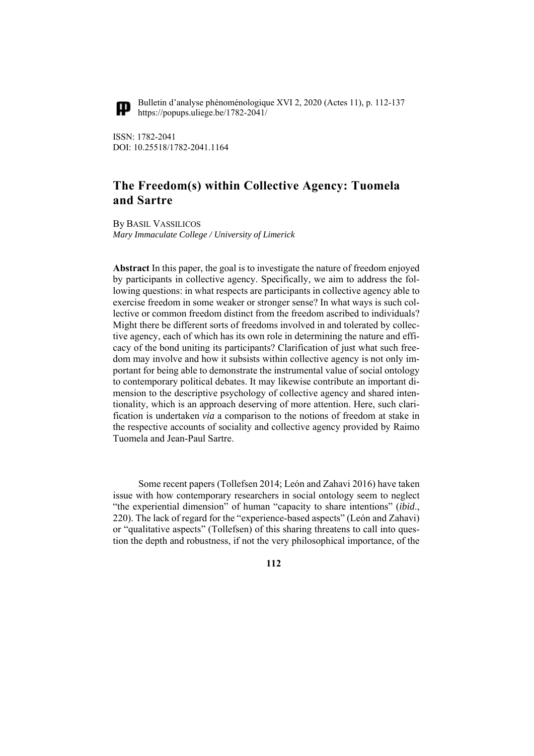Bulletin d'analyse phénoménologique XVI 2, 2020 (Actes 11), p. 112-137
https://popups.uliege.be/1782-2041/

ISSN: 1782-2041
DOI: 10.25518/1782-2041.1164

# The Freedom(s) within Collective Agency: Tuomela and Sartre

By Basil Vassilicos
*Mary Immaculate College / University of Limerick*

**Abstract** In this paper, the goal is to investigate the nature of freedom enjoyed by participants in collective agency. Specifically, we aim to address the following questions: in what respects are participants in collective agency able to exercise freedom in some weaker or stronger sense? In what ways is such collective or common freedom distinct from the freedom ascribed to individuals? Might there be different sorts of freedoms involved in and tolerated by collective agency, each of which has its own role in determining the nature and efficacy of the bond uniting its participants? Clarification of just what such freedom may involve and how it subsists within collective agency is not only important for being able to demonstrate the instrumental value of social ontology to contemporary political debates. It may likewise contribute an important dimension to the descriptive psychology of collective agency and shared intentionality, which is an approach deserving of more attention. Here, such clarification is undertaken *via* a comparison to the notions of freedom at stake in the respective accounts of sociality and collective agency provided by Raimo Tuomela and Jean-Paul Sartre.

Some recent papers (Tollefsen 2014; León and Zahavi 2016) have taken issue with how contemporary researchers in social ontology seem to neglect "the experiential dimension" of human "capacity to share intentions" (*ibid*., 220). The lack of regard for the "experience-based aspects" (León and Zahavi) or "qualitative aspects" (Tollefsen) of this sharing threatens to call into question the depth and robustness, if not the very philosophical importance, of the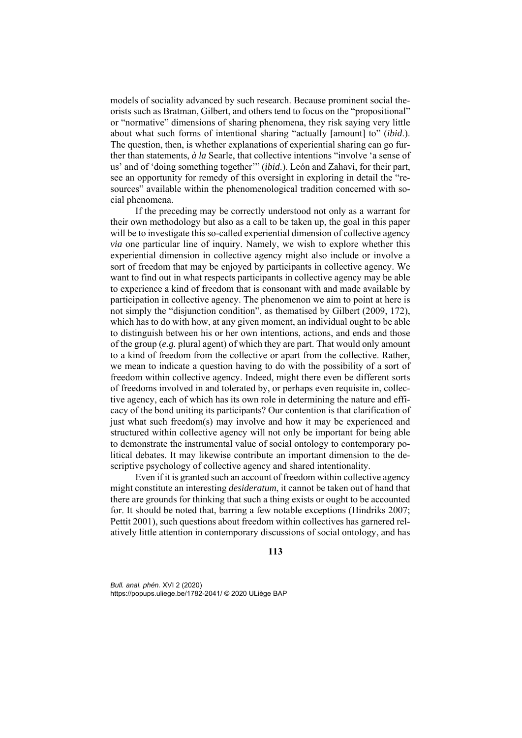models of sociality advanced by such research. Because prominent social theorists such as Bratman, Gilbert, and others tend to focus on the "propositional" or "normative" dimensions of sharing phenomena, they risk saying very little about what such forms of intentional sharing "actually [amount] to" (*ibid*.). The question, then, is whether explanations of experiential sharing can go further than statements, *à la* Searle, that collective intentions "involve 'a sense of us' and of 'doing something together'" (*ibid*.). León and Zahavi, for their part, see an opportunity for remedy of this oversight in exploring in detail the "resources" available within the phenomenological tradition concerned with social phenomena.

If the preceding may be correctly understood not only as a warrant for their own methodology but also as a call to be taken up, the goal in this paper will be to investigate this so-called experiential dimension of collective agency *via* one particular line of inquiry. Namely, we wish to explore whether this experiential dimension in collective agency might also include or involve a sort of freedom that may be enjoyed by participants in collective agency. We want to find out in what respects participants in collective agency may be able to experience a kind of freedom that is consonant with and made available by participation in collective agency. The phenomenon we aim to point at here is not simply the "disjunction condition", as thematised by Gilbert (2009, 172), which has to do with how, at any given moment, an individual ought to be able to distinguish between his or her own intentions, actions, and ends and those of the group (*e.g.* plural agent) of which they are part. That would only amount to a kind of freedom from the collective or apart from the collective. Rather, we mean to indicate a question having to do with the possibility of a sort of freedom within collective agency. Indeed, might there even be different sorts of freedoms involved in and tolerated by, or perhaps even requisite in, collective agency, each of which has its own role in determining the nature and efficacy of the bond uniting its participants? Our contention is that clarification of just what such freedom(s) may involve and how it may be experienced and structured within collective agency will not only be important for being able to demonstrate the instrumental value of social ontology to contemporary political debates. It may likewise contribute an important dimension to the descriptive psychology of collective agency and shared intentionality.

Even if it is granted such an account of freedom within collective agency might constitute an interesting *desideratum*, it cannot be taken out of hand that there are grounds for thinking that such a thing exists or ought to be accounted for. It should be noted that, barring a few notable exceptions (Hindriks 2007; Pettit 2001), such questions about freedom within collectives has garnered relatively little attention in contemporary discussions of social ontology, and has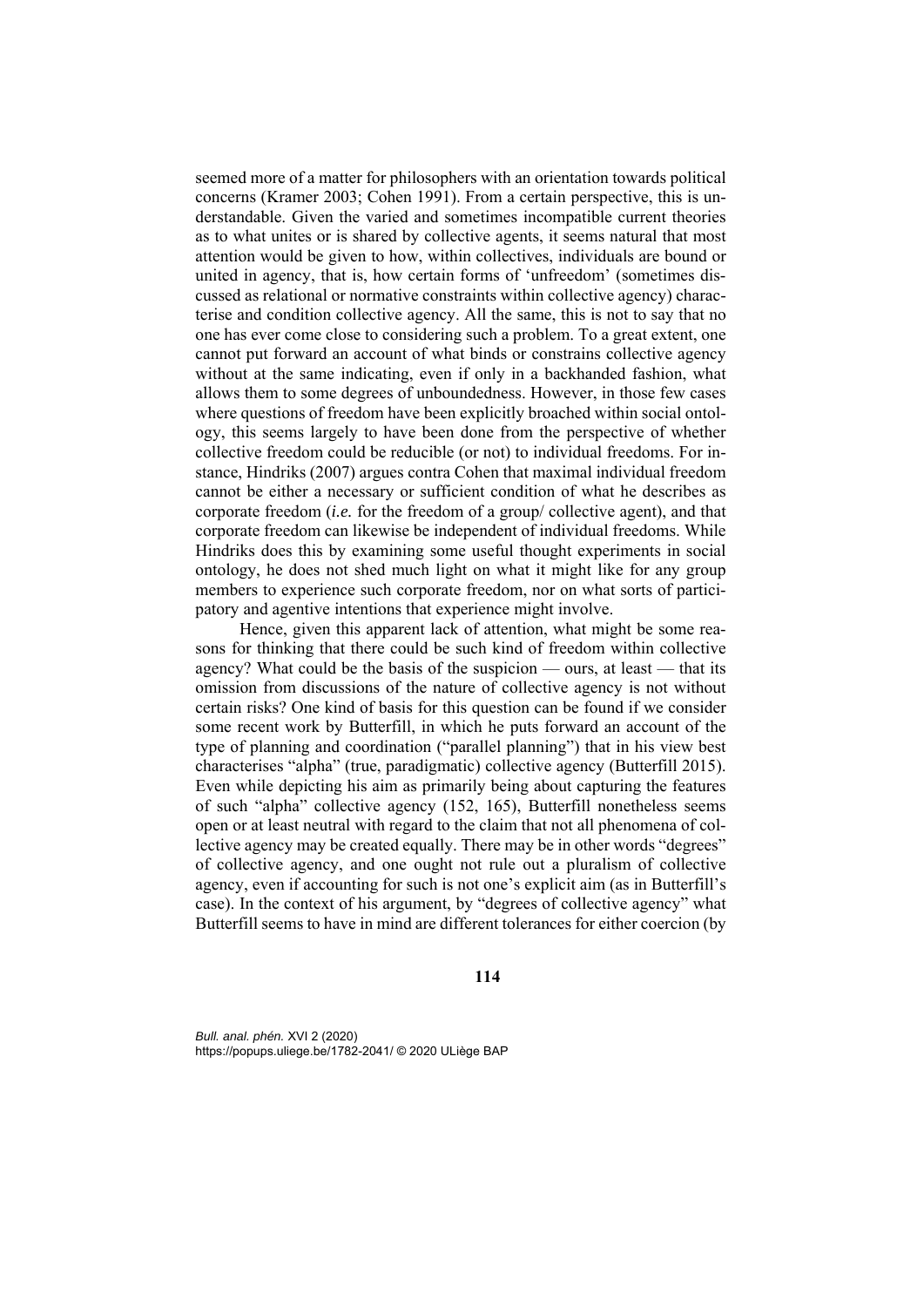seemed more of a matter for philosophers with an orientation towards political concerns (Kramer 2003; Cohen 1991). From a certain perspective, this is understandable. Given the varied and sometimes incompatible current theories as to what unites or is shared by collective agents, it seems natural that most attention would be given to how, within collectives, individuals are bound or united in agency, that is, how certain forms of 'unfreedom' (sometimes discussed as relational or normative constraints within collective agency) characterise and condition collective agency. All the same, this is not to say that no one has ever come close to considering such a problem. To a great extent, one cannot put forward an account of what binds or constrains collective agency without at the same indicating, even if only in a backhanded fashion, what allows them to some degrees of unboundedness. However, in those few cases where questions of freedom have been explicitly broached within social ontology, this seems largely to have been done from the perspective of whether collective freedom could be reducible (or not) to individual freedoms. For instance, Hindriks (2007) argues contra Cohen that maximal individual freedom cannot be either a necessary or sufficient condition of what he describes as corporate freedom (*i.e.* for the freedom of a group/ collective agent), and that corporate freedom can likewise be independent of individual freedoms. While Hindriks does this by examining some useful thought experiments in social ontology, he does not shed much light on what it might like for any group members to experience such corporate freedom, nor on what sorts of participatory and agentive intentions that experience might involve.

Hence, given this apparent lack of attention, what might be some reasons for thinking that there could be such kind of freedom within collective agency? What could be the basis of the suspicion — ours, at least — that its omission from discussions of the nature of collective agency is not without certain risks? One kind of basis for this question can be found if we consider some recent work by Butterfill, in which he puts forward an account of the type of planning and coordination ("parallel planning") that in his view best characterises "alpha" (true, paradigmatic) collective agency (Butterfill 2015). Even while depicting his aim as primarily being about capturing the features of such "alpha" collective agency (152, 165), Butterfill nonetheless seems open or at least neutral with regard to the claim that not all phenomena of collective agency may be created equally. There may be in other words "degrees" of collective agency, and one ought not rule out a pluralism of collective agency, even if accounting for such is not one's explicit aim (as in Butterfill's case). In the context of his argument, by "degrees of collective agency" what Butterfill seems to have in mind are different tolerances for either coercion (by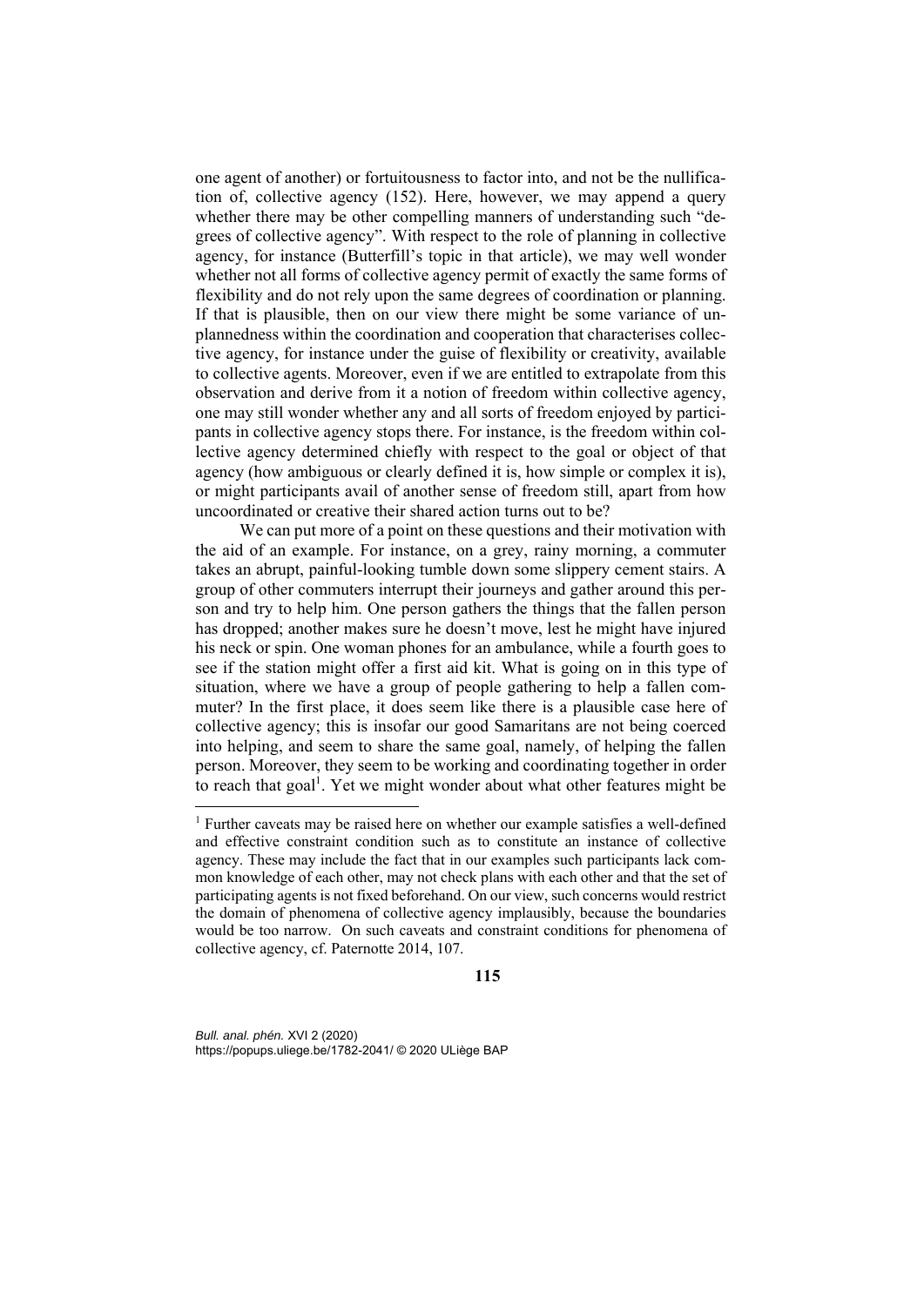one agent of another) or fortuitousness to factor into, and not be the nullification of, collective agency (152). Here, however, we may append a query whether there may be other compelling manners of understanding such "degrees of collective agency". With respect to the role of planning in collective agency, for instance (Butterfill's topic in that article), we may well wonder whether not all forms of collective agency permit of exactly the same forms of flexibility and do not rely upon the same degrees of coordination or planning. If that is plausible, then on our view there might be some variance of unplannedness within the coordination and cooperation that characterises collective agency, for instance under the guise of flexibility or creativity, available to collective agents. Moreover, even if we are entitled to extrapolate from this observation and derive from it a notion of freedom within collective agency, one may still wonder whether any and all sorts of freedom enjoyed by participants in collective agency stops there. For instance, is the freedom within collective agency determined chiefly with respect to the goal or object of that agency (how ambiguous or clearly defined it is, how simple or complex it is), or might participants avail of another sense of freedom still, apart from how uncoordinated or creative their shared action turns out to be?

We can put more of a point on these questions and their motivation with the aid of an example. For instance, on a grey, rainy morning, a commuter takes an abrupt, painful-looking tumble down some slippery cement stairs. A group of other commuters interrupt their journeys and gather around this person and try to help him. One person gathers the things that the fallen person has dropped; another makes sure he doesn't move, lest he might have injured his neck or spin. One woman phones for an ambulance, while a fourth goes to see if the station might offer a first aid kit. What is going on in this type of situation, where we have a group of people gathering to help a fallen commuter? In the first place, it does seem like there is a plausible case here of collective agency; this is insofar our good Samaritans are not being coerced into helping, and seem to share the same goal, namely, of helping the fallen person. Moreover, they seem to be working and coordinating together in order to reach that goal[1]. Yet we might wonder about what other features might be

[1] Further caveats may be raised here on whether our example satisfies a well-defined and effective constraint condition such as to constitute an instance of collective agency. These may include the fact that in our examples such participants lack common knowledge of each other, may not check plans with each other and that the set of participating agents is not fixed beforehand. On our view, such concerns would restrict the domain of phenomena of collective agency implausibly, because the boundaries would be too narrow. On such caveats and constraint conditions for phenomena of collective agency, cf. Paternotte 2014, 107.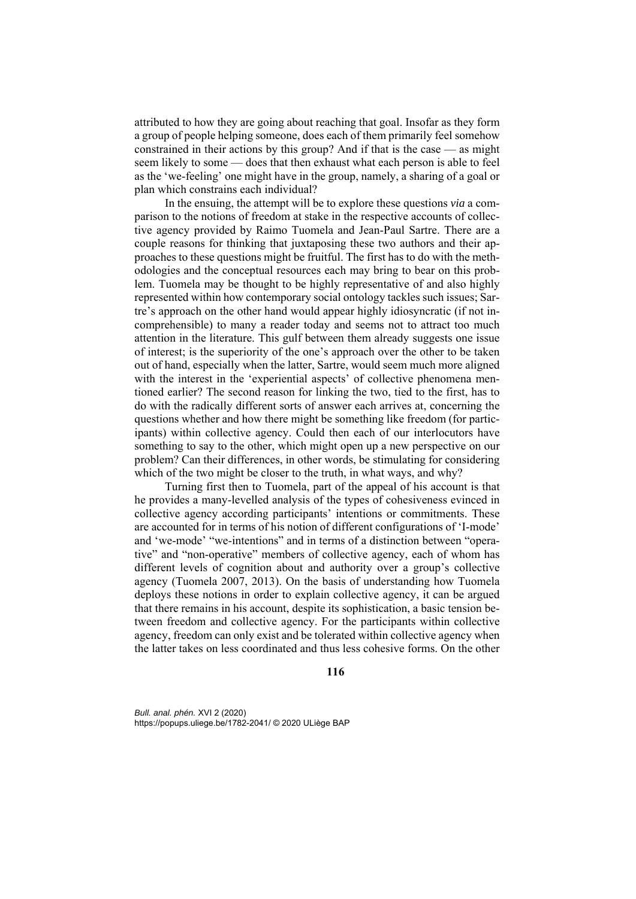attributed to how they are going about reaching that goal. Insofar as they form a group of people helping someone, does each of them primarily feel somehow constrained in their actions by this group? And if that is the case — as might seem likely to some — does that then exhaust what each person is able to feel as the 'we-feeling' one might have in the group, namely, a sharing of a goal or plan which constrains each individual?

In the ensuing, the attempt will be to explore these questions *via* a comparison to the notions of freedom at stake in the respective accounts of collective agency provided by Raimo Tuomela and Jean-Paul Sartre. There are a couple reasons for thinking that juxtaposing these two authors and their approaches to these questions might be fruitful. The first has to do with the methodologies and the conceptual resources each may bring to bear on this problem. Tuomela may be thought to be highly representative of and also highly represented within how contemporary social ontology tackles such issues; Sartre's approach on the other hand would appear highly idiosyncratic (if not incomprehensible) to many a reader today and seems not to attract too much attention in the literature. This gulf between them already suggests one issue of interest; is the superiority of the one's approach over the other to be taken out of hand, especially when the latter, Sartre, would seem much more aligned with the interest in the 'experiential aspects' of collective phenomena mentioned earlier? The second reason for linking the two, tied to the first, has to do with the radically different sorts of answer each arrives at, concerning the questions whether and how there might be something like freedom (for participants) within collective agency. Could then each of our interlocutors have something to say to the other, which might open up a new perspective on our problem? Can their differences, in other words, be stimulating for considering which of the two might be closer to the truth, in what ways, and why?

Turning first then to Tuomela, part of the appeal of his account is that he provides a many-levelled analysis of the types of cohesiveness evinced in collective agency according participants' intentions or commitments. These are accounted for in terms of his notion of different configurations of 'I-mode' and 'we-mode' "we-intentions" and in terms of a distinction between "operative" and "non-operative" members of collective agency, each of whom has different levels of cognition about and authority over a group's collective agency (Tuomela 2007, 2013). On the basis of understanding how Tuomela deploys these notions in order to explain collective agency, it can be argued that there remains in his account, despite its sophistication, a basic tension between freedom and collective agency. For the participants within collective agency, freedom can only exist and be tolerated within collective agency when the latter takes on less coordinated and thus less cohesive forms. On the other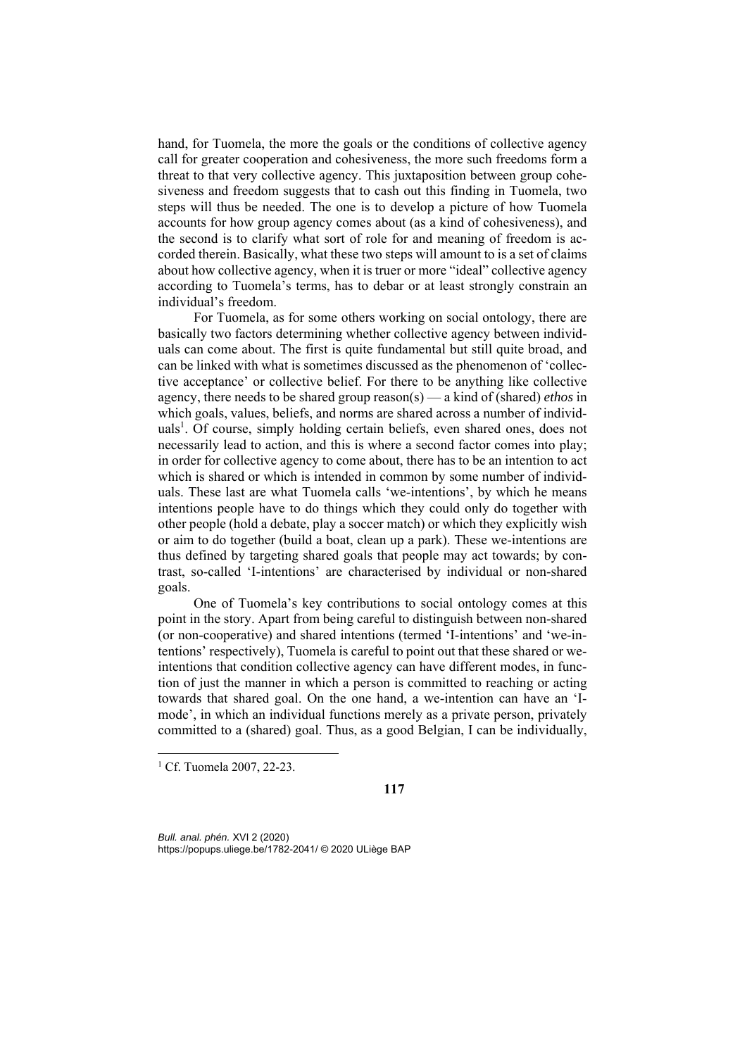hand, for Tuomela, the more the goals or the conditions of collective agency call for greater cooperation and cohesiveness, the more such freedoms form a threat to that very collective agency. This juxtaposition between group cohesiveness and freedom suggests that to cash out this finding in Tuomela, two steps will thus be needed. The one is to develop a picture of how Tuomela accounts for how group agency comes about (as a kind of cohesiveness), and the second is to clarify what sort of role for and meaning of freedom is accorded therein. Basically, what these two steps will amount to is a set of claims about how collective agency, when it is truer or more "ideal" collective agency according to Tuomela's terms, has to debar or at least strongly constrain an individual's freedom.

For Tuomela, as for some others working on social ontology, there are basically two factors determining whether collective agency between individuals can come about. The first is quite fundamental but still quite broad, and can be linked with what is sometimes discussed as the phenomenon of 'collective acceptance' or collective belief. For there to be anything like collective agency, there needs to be shared group reason(s) — a kind of (shared) *ethos* in which goals, values, beliefs, and norms are shared across a number of individuals[1]. Of course, simply holding certain beliefs, even shared ones, does not necessarily lead to action, and this is where a second factor comes into play; in order for collective agency to come about, there has to be an intention to act which is shared or which is intended in common by some number of individuals. These last are what Tuomela calls 'we-intentions', by which he means intentions people have to do things which they could only do together with other people (hold a debate, play a soccer match) or which they explicitly wish or aim to do together (build a boat, clean up a park). These we-intentions are thus defined by targeting shared goals that people may act towards; by contrast, so-called 'I-intentions' are characterised by individual or non-shared goals.

One of Tuomela's key contributions to social ontology comes at this point in the story. Apart from being careful to distinguish between non-shared (or non-cooperative) and shared intentions (termed 'I-intentions' and 'we-intentions' respectively), Tuomela is careful to point out that these shared or we-intentions that condition collective agency can have different modes, in function of just the manner in which a person is committed to reaching or acting towards that shared goal. On the one hand, a we-intention can have an 'I-mode', in which an individual functions merely as a private person, privately committed to a (shared) goal. Thus, as a good Belgian, I can be individually,

[1] Cf. Tuomela 2007, 22-23.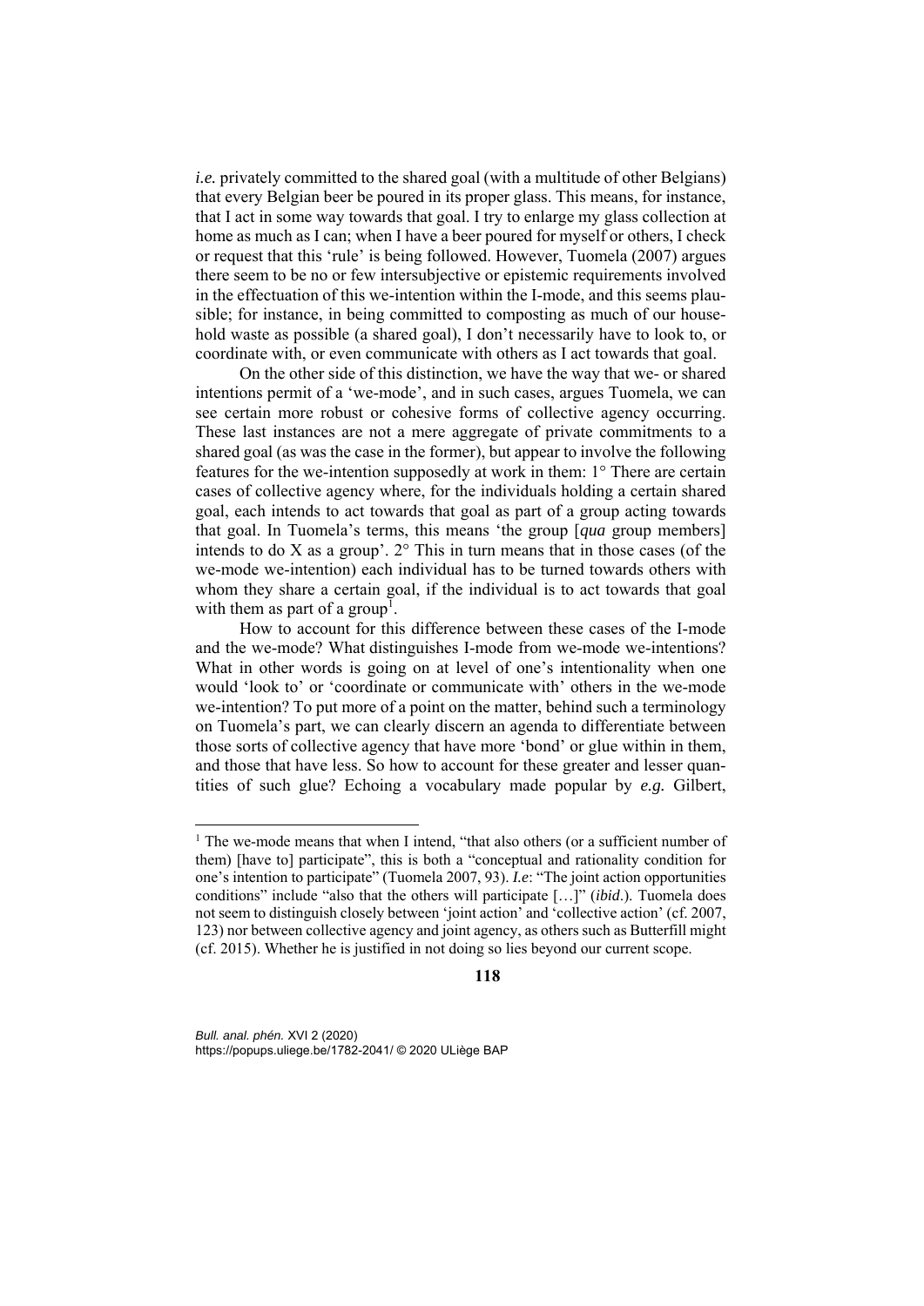*i.e.* privately committed to the shared goal (with a multitude of other Belgians) that every Belgian beer be poured in its proper glass. This means, for instance, that I act in some way towards that goal. I try to enlarge my glass collection at home as much as I can; when I have a beer poured for myself or others, I check or request that this 'rule' is being followed. However, Tuomela (2007) argues there seem to be no or few intersubjective or epistemic requirements involved in the effectuation of this we-intention within the I-mode, and this seems plausible; for instance, in being committed to composting as much of our household waste as possible (a shared goal), I don't necessarily have to look to, or coordinate with, or even communicate with others as I act towards that goal.

On the other side of this distinction, we have the way that we- or shared intentions permit of a 'we-mode', and in such cases, argues Tuomela, we can see certain more robust or cohesive forms of collective agency occurring. These last instances are not a mere aggregate of private commitments to a shared goal (as was the case in the former), but appear to involve the following features for the we-intention supposedly at work in them: 1° There are certain cases of collective agency where, for the individuals holding a certain shared goal, each intends to act towards that goal as part of a group acting towards that goal. In Tuomela's terms, this means 'the group [*qua* group members] intends to do X as a group'. 2° This in turn means that in those cases (of the we-mode we-intention) each individual has to be turned towards others with whom they share a certain goal, if the individual is to act towards that goal with them as part of a group[1].

How to account for this difference between these cases of the I-mode and the we-mode? What distinguishes I-mode from we-mode we-intentions? What in other words is going on at level of one's intentionality when one would 'look to' or 'coordinate or communicate with' others in the we-mode we-intention? To put more of a point on the matter, behind such a terminology on Tuomela's part, we can clearly discern an agenda to differentiate between those sorts of collective agency that have more 'bond' or glue within in them, and those that have less. So how to account for these greater and lesser quantities of such glue? Echoing a vocabulary made popular by *e.g.* Gilbert,

---

[1] The we-mode means that when I intend, "that also others (or a sufficient number of them) [have to] participate", this is both a "conceptual and rationality condition for one's intention to participate" (Tuomela 2007, 93). *I.e*: "The joint action opportunities conditions" include "also that the others will participate […]" (*ibid*.). Tuomela does not seem to distinguish closely between 'joint action' and 'collective action' (cf. 2007, 123) nor between collective agency and joint agency, as others such as Butterfill might (cf. 2015). Whether he is justified in not doing so lies beyond our current scope.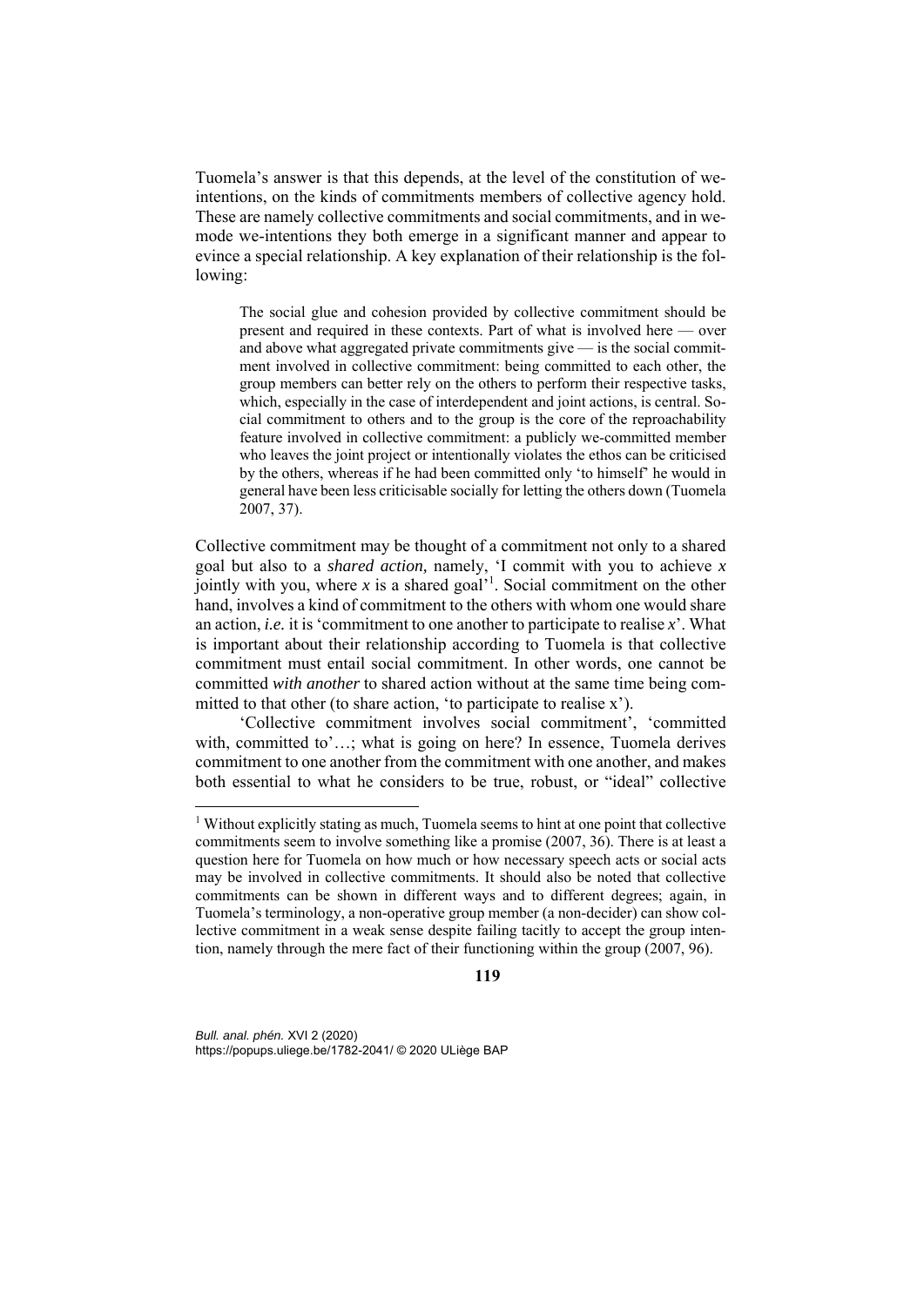Tuomela's answer is that this depends, at the level of the constitution of we-intentions, on the kinds of commitments members of collective agency hold. These are namely collective commitments and social commitments, and in we-mode we-intentions they both emerge in a significant manner and appear to evince a special relationship. A key explanation of their relationship is the following:

> The social glue and cohesion provided by collective commitment should be present and required in these contexts. Part of what is involved here — over and above what aggregated private commitments give — is the social commitment involved in collective commitment: being committed to each other, the group members can better rely on the others to perform their respective tasks, which, especially in the case of interdependent and joint actions, is central. Social commitment to others and to the group is the core of the reproachability feature involved in collective commitment: a publicly we-committed member who leaves the joint project or intentionally violates the ethos can be criticised by the others, whereas if he had been committed only 'to himself' he would in general have been less criticisable socially for letting the others down (Tuomela 2007, 37).

Collective commitment may be thought of a commitment not only to a shared goal but also to a *shared action,* namely, 'I commit with you to achieve *x* jointly with you, where *x* is a shared goal'[1]. Social commitment on the other hand, involves a kind of commitment to the others with whom one would share an action, *i.e.* it is 'commitment to one another to participate to realise *x*'. What is important about their relationship according to Tuomela is that collective commitment must entail social commitment. In other words, one cannot be committed *with another* to shared action without at the same time being committed to that other (to share action, 'to participate to realise x').

'Collective commitment involves social commitment', 'committed with, committed to'…; what is going on here? In essence, Tuomela derives commitment to one another from the commitment with one another, and makes both essential to what he considers to be true, robust, or "ideal" collective

---

[1] Without explicitly stating as much, Tuomela seems to hint at one point that collective commitments seem to involve something like a promise (2007, 36). There is at least a question here for Tuomela on how much or how necessary speech acts or social acts may be involved in collective commitments. It should also be noted that collective commitments can be shown in different ways and to different degrees; again, in Tuomela's terminology, a non-operative group member (a non-decider) can show collective commitment in a weak sense despite failing tacitly to accept the group intention, namely through the mere fact of their functioning within the group (2007, 96).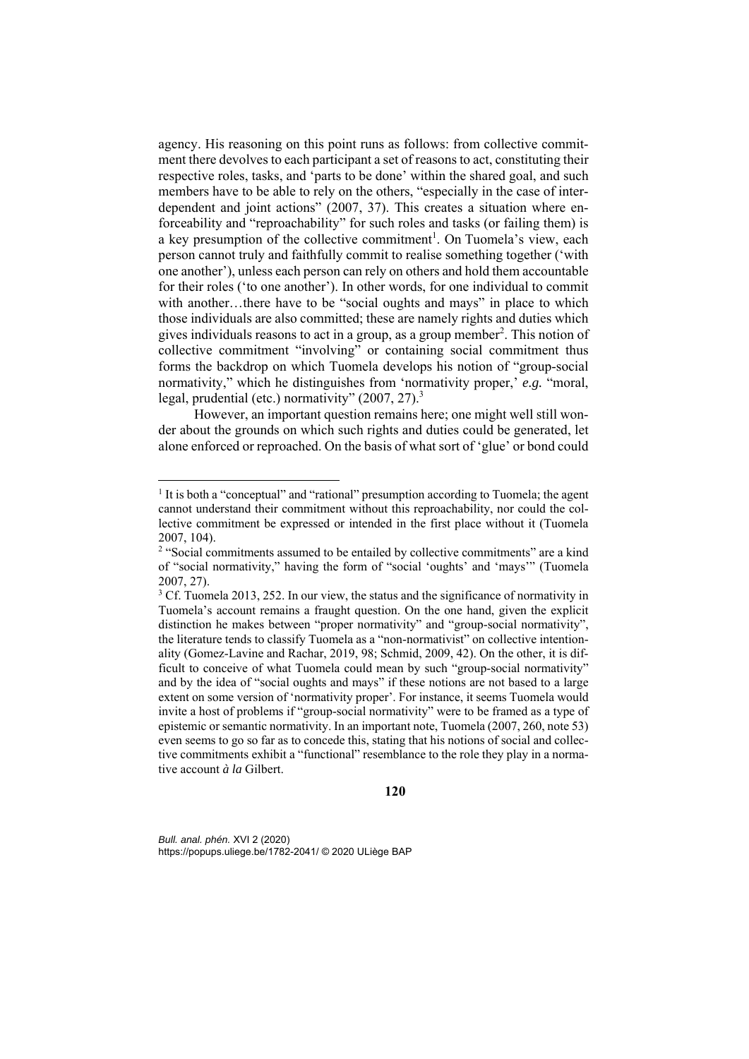agency. His reasoning on this point runs as follows: from collective commitment there devolves to each participant a set of reasons to act, constituting their respective roles, tasks, and 'parts to be done' within the shared goal, and such members have to be able to rely on the others, "especially in the case of interdependent and joint actions" (2007, 37). This creates a situation where enforceability and "reproachability" for such roles and tasks (or failing them) is a key presumption of the collective commitment[1]. On Tuomela's view, each person cannot truly and faithfully commit to realise something together ('with one another'), unless each person can rely on others and hold them accountable for their roles ('to one another'). In other words, for one individual to commit with another…there have to be "social oughts and mays" in place to which those individuals are also committed; these are namely rights and duties which gives individuals reasons to act in a group, as a group member[2]. This notion of collective commitment "involving" or containing social commitment thus forms the backdrop on which Tuomela develops his notion of "group-social normativity," which he distinguishes from 'normativity proper,' *e.g.* "moral, legal, prudential (etc.) normativity" (2007, 27).[3]

However, an important question remains here; one might well still wonder about the grounds on which such rights and duties could be generated, let alone enforced or reproached. On the basis of what sort of 'glue' or bond could

---

[1] It is both a "conceptual" and "rational" presumption according to Tuomela; the agent cannot understand their commitment without this reproachability, nor could the collective commitment be expressed or intended in the first place without it (Tuomela 2007, 104).

[2] "Social commitments assumed to be entailed by collective commitments" are a kind of "social normativity," having the form of "social 'oughts' and 'mays'" (Tuomela 2007, 27).

[3] Cf. Tuomela 2013, 252. In our view, the status and the significance of normativity in Tuomela's account remains a fraught question. On the one hand, given the explicit distinction he makes between "proper normativity" and "group-social normativity", the literature tends to classify Tuomela as a "non-normativist" on collective intentionality (Gomez-Lavine and Rachar, 2019, 98; Schmid, 2009, 42). On the other, it is difficult to conceive of what Tuomela could mean by such "group-social normativity" and by the idea of "social oughts and mays" if these notions are not based to a large extent on some version of 'normativity proper'. For instance, it seems Tuomela would invite a host of problems if "group-social normativity" were to be framed as a type of epistemic or semantic normativity. In an important note, Tuomela (2007, 260, note 53) even seems to go so far as to concede this, stating that his notions of social and collective commitments exhibit a "functional" resemblance to the role they play in a normative account *à la* Gilbert.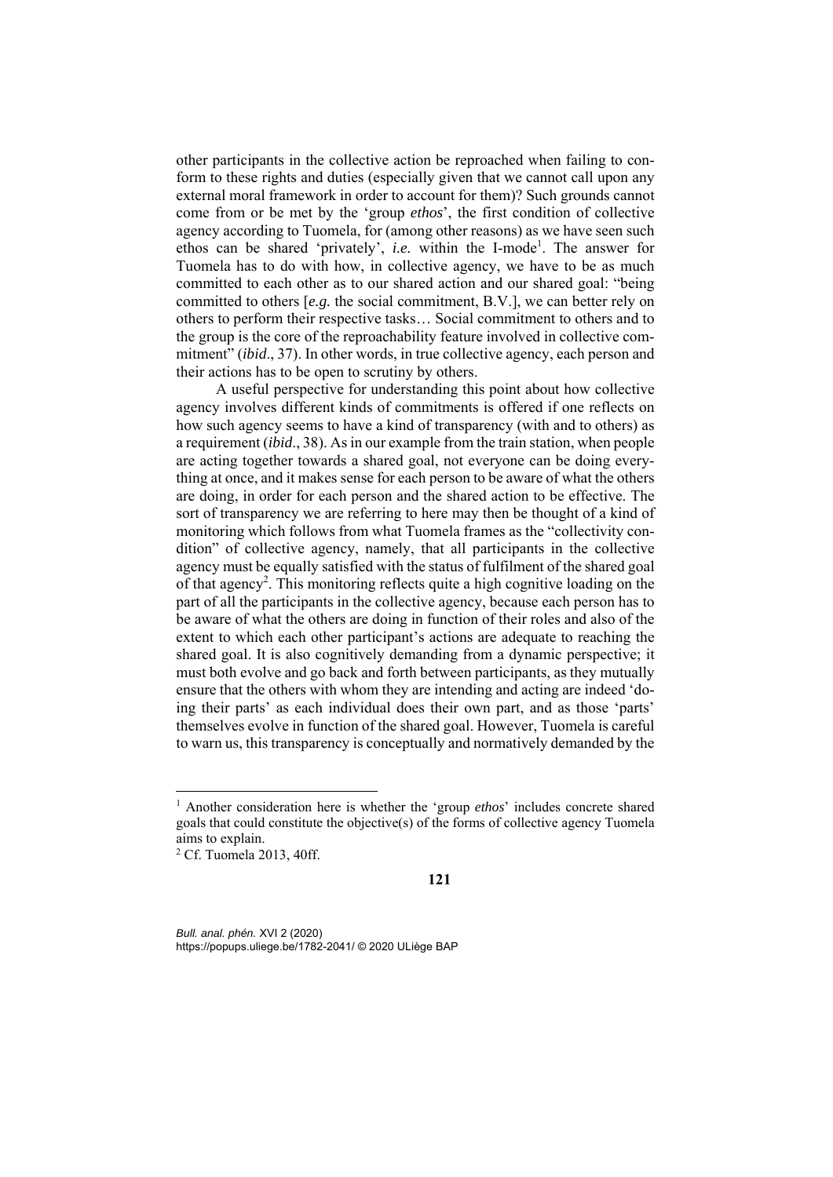other participants in the collective action be reproached when failing to conform to these rights and duties (especially given that we cannot call upon any external moral framework in order to account for them)? Such grounds cannot come from or be met by the 'group *ethos*', the first condition of collective agency according to Tuomela, for (among other reasons) as we have seen such ethos can be shared 'privately', *i.e.* within the I-mode[1]. The answer for Tuomela has to do with how, in collective agency, we have to be as much committed to each other as to our shared action and our shared goal: "being committed to others [*e.g.* the social commitment, B.V.], we can better rely on others to perform their respective tasks… Social commitment to others and to the group is the core of the reproachability feature involved in collective commitment" (*ibid*., 37). In other words, in true collective agency, each person and their actions has to be open to scrutiny by others.

A useful perspective for understanding this point about how collective agency involves different kinds of commitments is offered if one reflects on how such agency seems to have a kind of transparency (with and to others) as a requirement (*ibid*., 38). As in our example from the train station, when people are acting together towards a shared goal, not everyone can be doing everything at once, and it makes sense for each person to be aware of what the others are doing, in order for each person and the shared action to be effective. The sort of transparency we are referring to here may then be thought of a kind of monitoring which follows from what Tuomela frames as the "collectivity condition" of collective agency, namely, that all participants in the collective agency must be equally satisfied with the status of fulfilment of the shared goal of that agency[2]. This monitoring reflects quite a high cognitive loading on the part of all the participants in the collective agency, because each person has to be aware of what the others are doing in function of their roles and also of the extent to which each other participant's actions are adequate to reaching the shared goal. It is also cognitively demanding from a dynamic perspective; it must both evolve and go back and forth between participants, as they mutually ensure that the others with whom they are intending and acting are indeed 'doing their parts' as each individual does their own part, and as those 'parts' themselves evolve in function of the shared goal. However, Tuomela is careful to warn us, this transparency is conceptually and normatively demanded by the

---

[1] Another consideration here is whether the 'group *ethos*' includes concrete shared goals that could constitute the objective(s) of the forms of collective agency Tuomela aims to explain.

[2] Cf. Tuomela 2013, 40ff.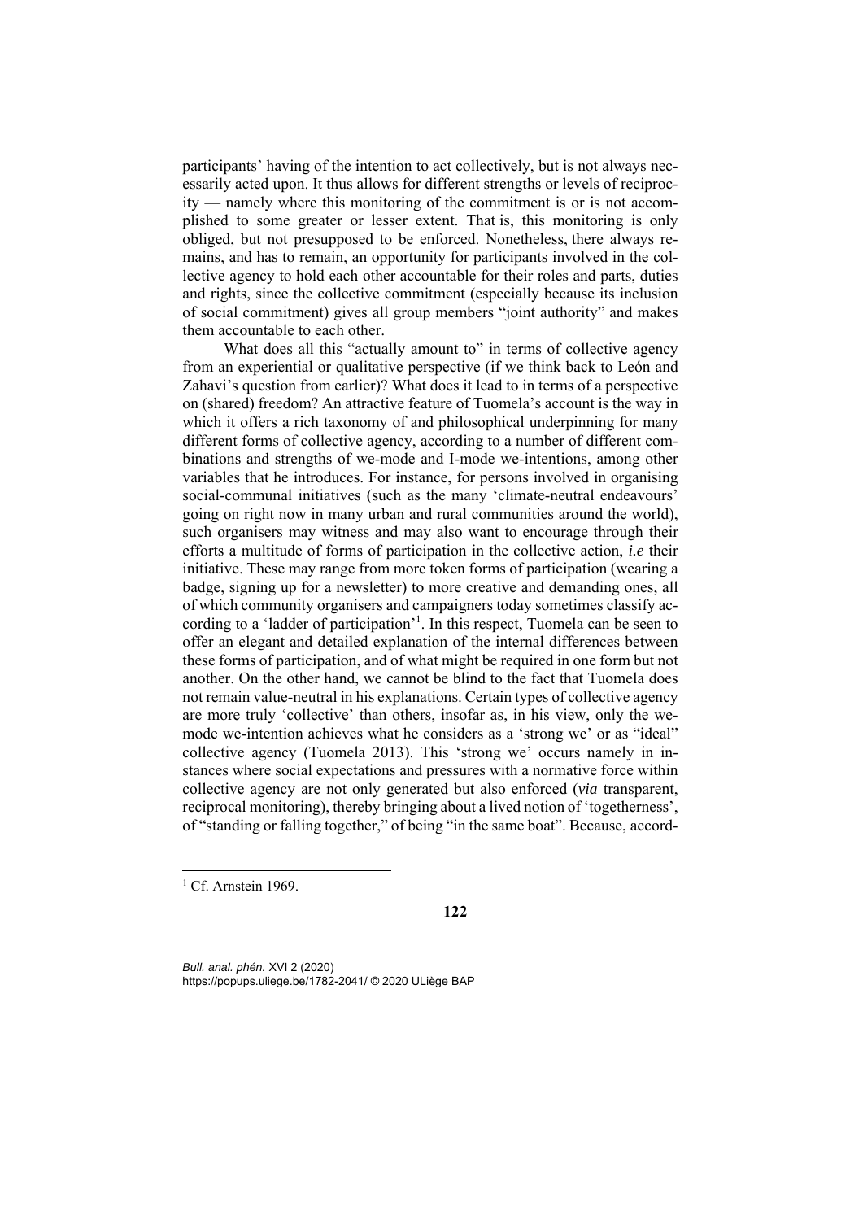participants' having of the intention to act collectively, but is not always necessarily acted upon. It thus allows for different strengths or levels of reciprocity — namely where this monitoring of the commitment is or is not accomplished to some greater or lesser extent. That is, this monitoring is only obliged, but not presupposed to be enforced. Nonetheless, there always remains, and has to remain, an opportunity for participants involved in the collective agency to hold each other accountable for their roles and parts, duties and rights, since the collective commitment (especially because its inclusion of social commitment) gives all group members "joint authority" and makes them accountable to each other.

What does all this "actually amount to" in terms of collective agency from an experiential or qualitative perspective (if we think back to León and Zahavi's question from earlier)? What does it lead to in terms of a perspective on (shared) freedom? An attractive feature of Tuomela's account is the way in which it offers a rich taxonomy of and philosophical underpinning for many different forms of collective agency, according to a number of different combinations and strengths of we-mode and I-mode we-intentions, among other variables that he introduces. For instance, for persons involved in organising social-communal initiatives (such as the many 'climate-neutral endeavours' going on right now in many urban and rural communities around the world), such organisers may witness and may also want to encourage through their efforts a multitude of forms of participation in the collective action, *i.e* their initiative. These may range from more token forms of participation (wearing a badge, signing up for a newsletter) to more creative and demanding ones, all of which community organisers and campaigners today sometimes classify according to a 'ladder of participation'[1]. In this respect, Tuomela can be seen to offer an elegant and detailed explanation of the internal differences between these forms of participation, and of what might be required in one form but not another. On the other hand, we cannot be blind to the fact that Tuomela does not remain value-neutral in his explanations. Certain types of collective agency are more truly 'collective' than others, insofar as, in his view, only the we-mode we-intention achieves what he considers as a 'strong we' or as "ideal" collective agency (Tuomela 2013). This 'strong we' occurs namely in instances where social expectations and pressures with a normative force within collective agency are not only generated but also enforced (*via* transparent, reciprocal monitoring), thereby bringing about a lived notion of 'togetherness', of "standing or falling together," of being "in the same boat". Because, accord-

[1] Cf. Arnstein 1969.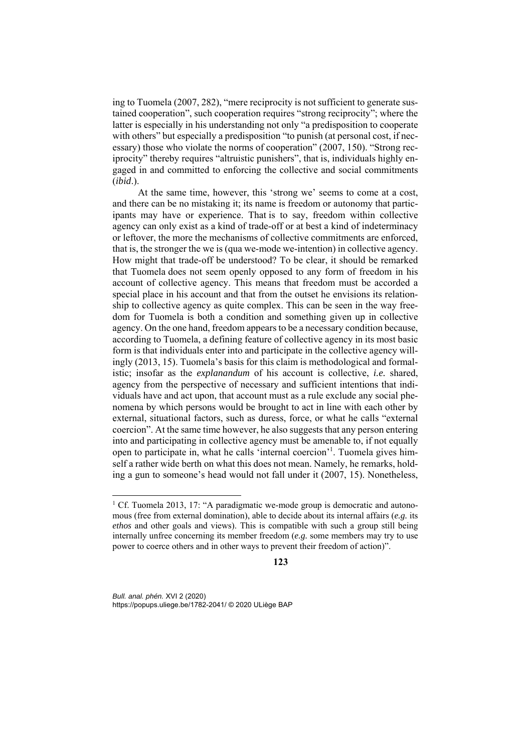ing to Tuomela (2007, 282), "mere reciprocity is not sufficient to generate sustained cooperation", such cooperation requires "strong reciprocity"; where the latter is especially in his understanding not only "a predisposition to cooperate with others" but especially a predisposition "to punish (at personal cost, if necessary) those who violate the norms of cooperation" (2007, 150). "Strong reciprocity" thereby requires "altruistic punishers", that is, individuals highly engaged in and committed to enforcing the collective and social commitments (*ibid*.).

At the same time, however, this 'strong we' seems to come at a cost, and there can be no mistaking it; its name is freedom or autonomy that participants may have or experience. That is to say, freedom within collective agency can only exist as a kind of trade-off or at best a kind of indeterminacy or leftover, the more the mechanisms of collective commitments are enforced, that is, the stronger the we is (qua we-mode we-intention) in collective agency. How might that trade-off be understood? To be clear, it should be remarked that Tuomela does not seem openly opposed to any form of freedom in his account of collective agency. This means that freedom must be accorded a special place in his account and that from the outset he envisions its relationship to collective agency as quite complex. This can be seen in the way freedom for Tuomela is both a condition and something given up in collective agency. On the one hand, freedom appears to be a necessary condition because, according to Tuomela, a defining feature of collective agency in its most basic form is that individuals enter into and participate in the collective agency willingly (2013, 15). Tuomela's basis for this claim is methodological and formalistic; insofar as the *explanandum* of his account is collective, *i.e.* shared, agency from the perspective of necessary and sufficient intentions that individuals have and act upon, that account must as a rule exclude any social phenomena by which persons would be brought to act in line with each other by external, situational factors, such as duress, force, or what he calls "external coercion". At the same time however, he also suggests that any person entering into and participating in collective agency must be amenable to, if not equally open to participate in, what he calls 'internal coercion'[1]. Tuomela gives himself a rather wide berth on what this does not mean. Namely, he remarks, holding a gun to someone's head would not fall under it (2007, 15). Nonetheless,

[1] Cf. Tuomela 2013, 17: "A paradigmatic we-mode group is democratic and autonomous (free from external domination), able to decide about its internal affairs (*e.g.* its *ethos* and other goals and views). This is compatible with such a group still being internally unfree concerning its member freedom (*e.g.* some members may try to use power to coerce others and in other ways to prevent their freedom of action)".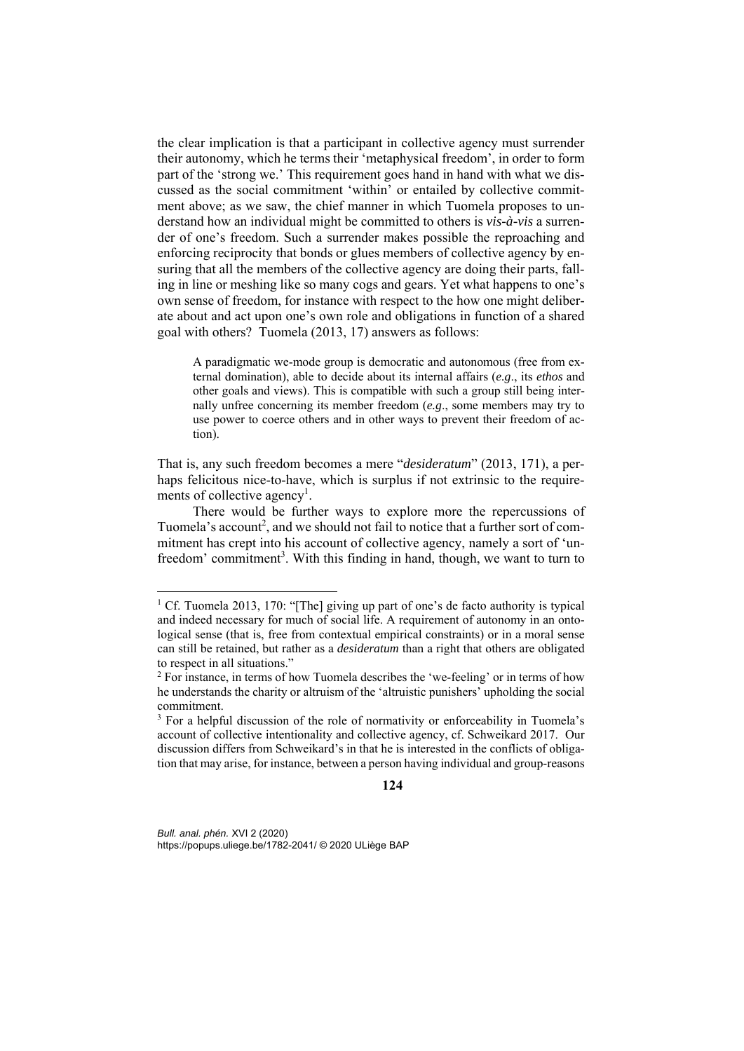the clear implication is that a participant in collective agency must surrender their autonomy, which he terms their 'metaphysical freedom', in order to form part of the 'strong we.' This requirement goes hand in hand with what we discussed as the social commitment 'within' or entailed by collective commitment above; as we saw, the chief manner in which Tuomela proposes to understand how an individual might be committed to others is *vis-à-vis* a surrender of one's freedom. Such a surrender makes possible the reproaching and enforcing reciprocity that bonds or glues members of collective agency by ensuring that all the members of the collective agency are doing their parts, falling in line or meshing like so many cogs and gears. Yet what happens to one's own sense of freedom, for instance with respect to the how one might deliberate about and act upon one's own role and obligations in function of a shared goal with others? Tuomela (2013, 17) answers as follows:

> A paradigmatic we-mode group is democratic and autonomous (free from external domination), able to decide about its internal affairs (*e.g*., its *ethos* and other goals and views). This is compatible with such a group still being internally unfree concerning its member freedom (*e.g*., some members may try to use power to coerce others and in other ways to prevent their freedom of action).

That is, any such freedom becomes a mere "*desideratum*" (2013, 171), a perhaps felicitous nice-to-have, which is surplus if not extrinsic to the requirements of collective agency[1].

There would be further ways to explore more the repercussions of Tuomela's account[2], and we should not fail to notice that a further sort of commitment has crept into his account of collective agency, namely a sort of 'unfreedom' commitment[3]. With this finding in hand, though, we want to turn to

---

[1] Cf. Tuomela 2013, 170: "[The] giving up part of one's de facto authority is typical and indeed necessary for much of social life. A requirement of autonomy in an ontological sense (that is, free from contextual empirical constraints) or in a moral sense can still be retained, but rather as a *desideratum* than a right that others are obligated to respect in all situations."

[2] For instance, in terms of how Tuomela describes the 'we-feeling' or in terms of how he understands the charity or altruism of the 'altruistic punishers' upholding the social commitment.

[3] For a helpful discussion of the role of normativity or enforceability in Tuomela's account of collective intentionality and collective agency, cf. Schweikard 2017. Our discussion differs from Schweikard's in that he is interested in the conflicts of obligation that may arise, for instance, between a person having individual and group-reasons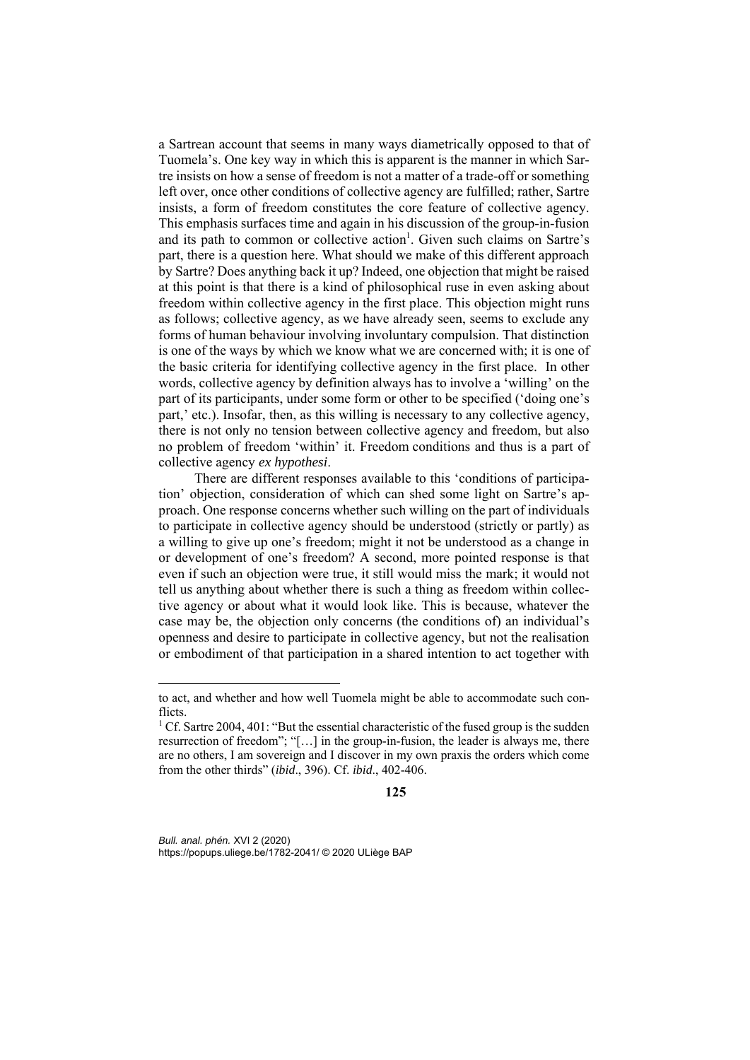a Sartrean account that seems in many ways diametrically opposed to that of Tuomela's. One key way in which this is apparent is the manner in which Sartre insists on how a sense of freedom is not a matter of a trade-off or something left over, once other conditions of collective agency are fulfilled; rather, Sartre insists, a form of freedom constitutes the core feature of collective agency. This emphasis surfaces time and again in his discussion of the group-in-fusion and its path to common or collective action[1]. Given such claims on Sartre's part, there is a question here. What should we make of this different approach by Sartre? Does anything back it up? Indeed, one objection that might be raised at this point is that there is a kind of philosophical ruse in even asking about freedom within collective agency in the first place. This objection might runs as follows; collective agency, as we have already seen, seems to exclude any forms of human behaviour involving involuntary compulsion. That distinction is one of the ways by which we know what we are concerned with; it is one of the basic criteria for identifying collective agency in the first place. In other words, collective agency by definition always has to involve a 'willing' on the part of its participants, under some form or other to be specified ('doing one's part,' etc.). Insofar, then, as this willing is necessary to any collective agency, there is not only no tension between collective agency and freedom, but also no problem of freedom 'within' it. Freedom conditions and thus is a part of collective agency *ex hypothesi*.

There are different responses available to this 'conditions of participation' objection, consideration of which can shed some light on Sartre's approach. One response concerns whether such willing on the part of individuals to participate in collective agency should be understood (strictly or partly) as a willing to give up one's freedom; might it not be understood as a change in or development of one's freedom? A second, more pointed response is that even if such an objection were true, it still would miss the mark; it would not tell us anything about whether there is such a thing as freedom within collective agency or about what it would look like. This is because, whatever the case may be, the objection only concerns (the conditions of) an individual's openness and desire to participate in collective agency, but not the realisation or embodiment of that participation in a shared intention to act together with

---

to act, and whether and how well Tuomela might be able to accommodate such conflicts.

[1] Cf. Sartre 2004, 401: "But the essential characteristic of the fused group is the sudden resurrection of freedom"; "[…] in the group-in-fusion, the leader is always me, there are no others, I am sovereign and I discover in my own praxis the orders which come from the other thirds" (*ibid*., 396). Cf. *ibid*., 402-406.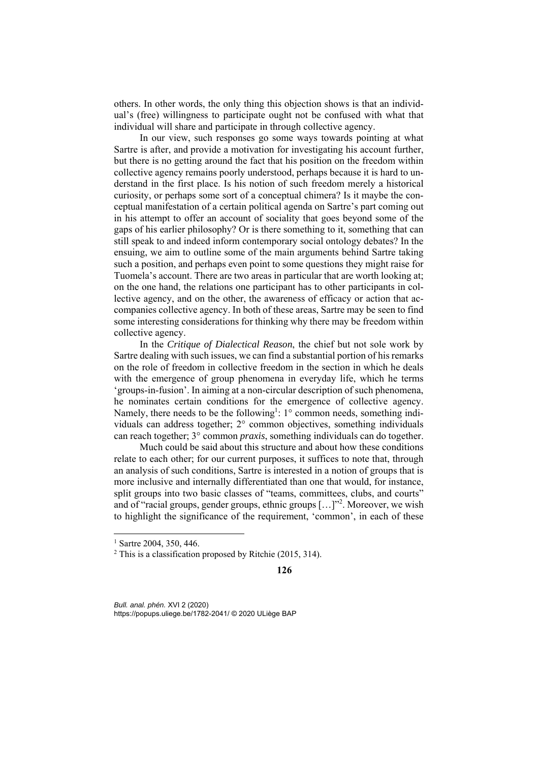others. In other words, the only thing this objection shows is that an individual's (free) willingness to participate ought not be confused with what that individual will share and participate in through collective agency.

In our view, such responses go some ways towards pointing at what Sartre is after, and provide a motivation for investigating his account further, but there is no getting around the fact that his position on the freedom within collective agency remains poorly understood, perhaps because it is hard to understand in the first place. Is his notion of such freedom merely a historical curiosity, or perhaps some sort of a conceptual chimera? Is it maybe the conceptual manifestation of a certain political agenda on Sartre's part coming out in his attempt to offer an account of sociality that goes beyond some of the gaps of his earlier philosophy? Or is there something to it, something that can still speak to and indeed inform contemporary social ontology debates? In the ensuing, we aim to outline some of the main arguments behind Sartre taking such a position, and perhaps even point to some questions they might raise for Tuomela's account. There are two areas in particular that are worth looking at; on the one hand, the relations one participant has to other participants in collective agency, and on the other, the awareness of efficacy or action that accompanies collective agency. In both of these areas, Sartre may be seen to find some interesting considerations for thinking why there may be freedom within collective agency.

In the *Critique of Dialectical Reason*, the chief but not sole work by Sartre dealing with such issues, we can find a substantial portion of his remarks on the role of freedom in collective freedom in the section in which he deals with the emergence of group phenomena in everyday life, which he terms 'groups-in-fusion'. In aiming at a non-circular description of such phenomena, he nominates certain conditions for the emergence of collective agency. Namely, there needs to be the following[1]: 1° common needs, something individuals can address together; 2° common objectives, something individuals can reach together; 3° common *praxis*, something individuals can do together.

Much could be said about this structure and about how these conditions relate to each other; for our current purposes, it suffices to note that, through an analysis of such conditions, Sartre is interested in a notion of groups that is more inclusive and internally differentiated than one that would, for instance, split groups into two basic classes of "teams, committees, clubs, and courts" and of "racial groups, gender groups, ethnic groups […]"[2]. Moreover, we wish to highlight the significance of the requirement, 'common', in each of these

[1] Sartre 2004, 350, 446.

[2] This is a classification proposed by Ritchie (2015, 314).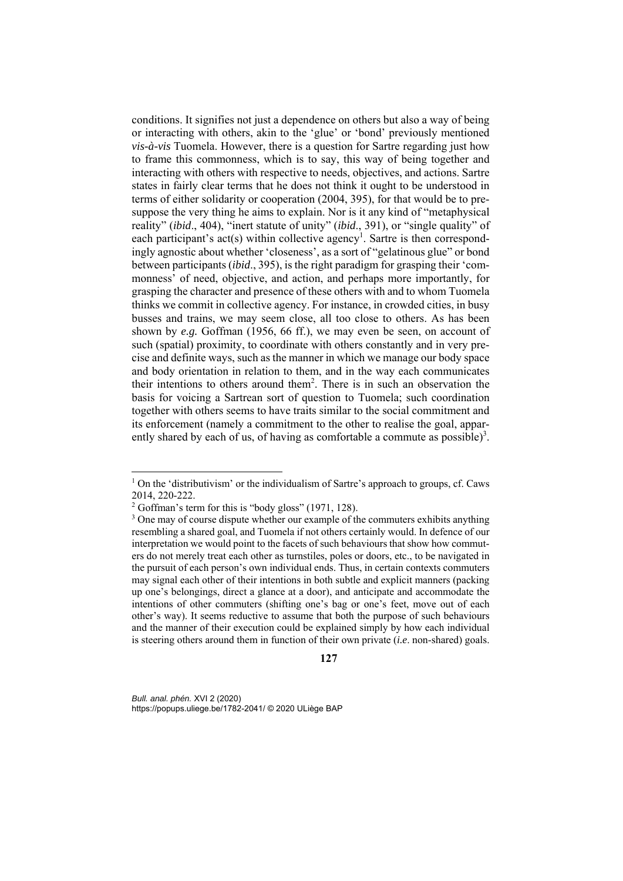conditions. It signifies not just a dependence on others but also a way of being or interacting with others, akin to the 'glue' or 'bond' previously mentioned *vis-à-vis* Tuomela. However, there is a question for Sartre regarding just how to frame this commonness, which is to say, this way of being together and interacting with others with respective to needs, objectives, and actions. Sartre states in fairly clear terms that he does not think it ought to be understood in terms of either solidarity or cooperation (2004, 395), for that would be to presuppose the very thing he aims to explain. Nor is it any kind of "metaphysical reality" (*ibid*., 404), "inert statute of unity" (*ibid*., 391), or "single quality" of each participant's act(s) within collective agency[1]. Sartre is then correspondingly agnostic about whether 'closeness', as a sort of "gelatinous glue" or bond between participants (*ibid*., 395), is the right paradigm for grasping their 'commonness' of need, objective, and action, and perhaps more importantly, for grasping the character and presence of these others with and to whom Tuomela thinks we commit in collective agency. For instance, in crowded cities, in busy busses and trains, we may seem close, all too close to others. As has been shown by *e.g.* Goffman (1956, 66 ff.), we may even be seen, on account of such (spatial) proximity, to coordinate with others constantly and in very precise and definite ways, such as the manner in which we manage our body space and body orientation in relation to them, and in the way each communicates their intentions to others around them[2]. There is in such an observation the basis for voicing a Sartrean sort of question to Tuomela; such coordination together with others seems to have traits similar to the social commitment and its enforcement (namely a commitment to the other to realise the goal, apparently shared by each of us, of having as comfortable a commute as possible)[3].

---

[1] On the 'distributivism' or the individualism of Sartre's approach to groups, cf. Caws 2014, 220-222.

[2] Goffman's term for this is "body gloss" (1971, 128).

[3] One may of course dispute whether our example of the commuters exhibits anything resembling a shared goal, and Tuomela if not others certainly would. In defence of our interpretation we would point to the facets of such behaviours that show how commuters do not merely treat each other as turnstiles, poles or doors, etc., to be navigated in the pursuit of each person's own individual ends. Thus, in certain contexts commuters may signal each other of their intentions in both subtle and explicit manners (packing up one's belongings, direct a glance at a door), and anticipate and accommodate the intentions of other commuters (shifting one's bag or one's feet, move out of each other's way). It seems reductive to assume that both the purpose of such behaviours and the manner of their execution could be explained simply by how each individual is steering others around them in function of their own private (*i.e*. non-shared) goals.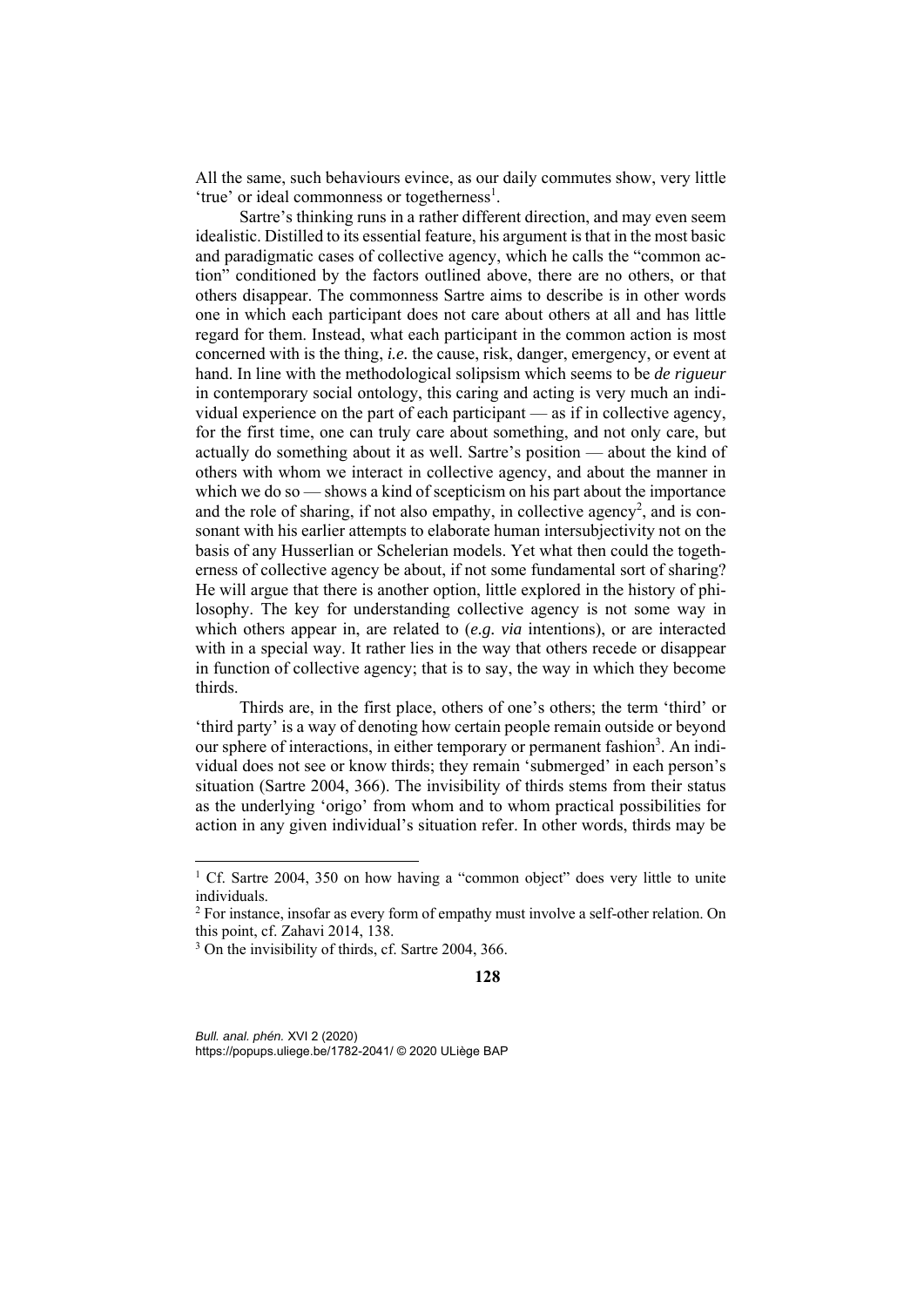All the same, such behaviours evince, as our daily commutes show, very little 'true' or ideal commonness or togetherness[1].

Sartre's thinking runs in a rather different direction, and may even seem idealistic. Distilled to its essential feature, his argument is that in the most basic and paradigmatic cases of collective agency, which he calls the "common action" conditioned by the factors outlined above, there are no others, or that others disappear. The commonness Sartre aims to describe is in other words one in which each participant does not care about others at all and has little regard for them. Instead, what each participant in the common action is most concerned with is the thing, *i.e.* the cause, risk, danger, emergency, or event at hand. In line with the methodological solipsism which seems to be *de rigueur* in contemporary social ontology, this caring and acting is very much an individual experience on the part of each participant — as if in collective agency, for the first time, one can truly care about something, and not only care, but actually do something about it as well. Sartre's position — about the kind of others with whom we interact in collective agency, and about the manner in which we do so — shows a kind of scepticism on his part about the importance and the role of sharing, if not also empathy, in collective agency[2], and is consonant with his earlier attempts to elaborate human intersubjectivity not on the basis of any Husserlian or Schelerian models. Yet what then could the togetherness of collective agency be about, if not some fundamental sort of sharing? He will argue that there is another option, little explored in the history of philosophy. The key for understanding collective agency is not some way in which others appear in, are related to (*e.g. via* intentions), or are interacted with in a special way. It rather lies in the way that others recede or disappear in function of collective agency; that is to say, the way in which they become thirds.

Thirds are, in the first place, others of one's others; the term 'third' or 'third party' is a way of denoting how certain people remain outside or beyond our sphere of interactions, in either temporary or permanent fashion[3]. An individual does not see or know thirds; they remain 'submerged' in each person's situation (Sartre 2004, 366). The invisibility of thirds stems from their status as the underlying 'origo' from whom and to whom practical possibilities for action in any given individual's situation refer. In other words, thirds may be

---

[1] Cf. Sartre 2004, 350 on how having a "common object" does very little to unite individuals.

[2] For instance, insofar as every form of empathy must involve a self-other relation. On this point, cf. Zahavi 2014, 138.

[3] On the invisibility of thirds, cf. Sartre 2004, 366.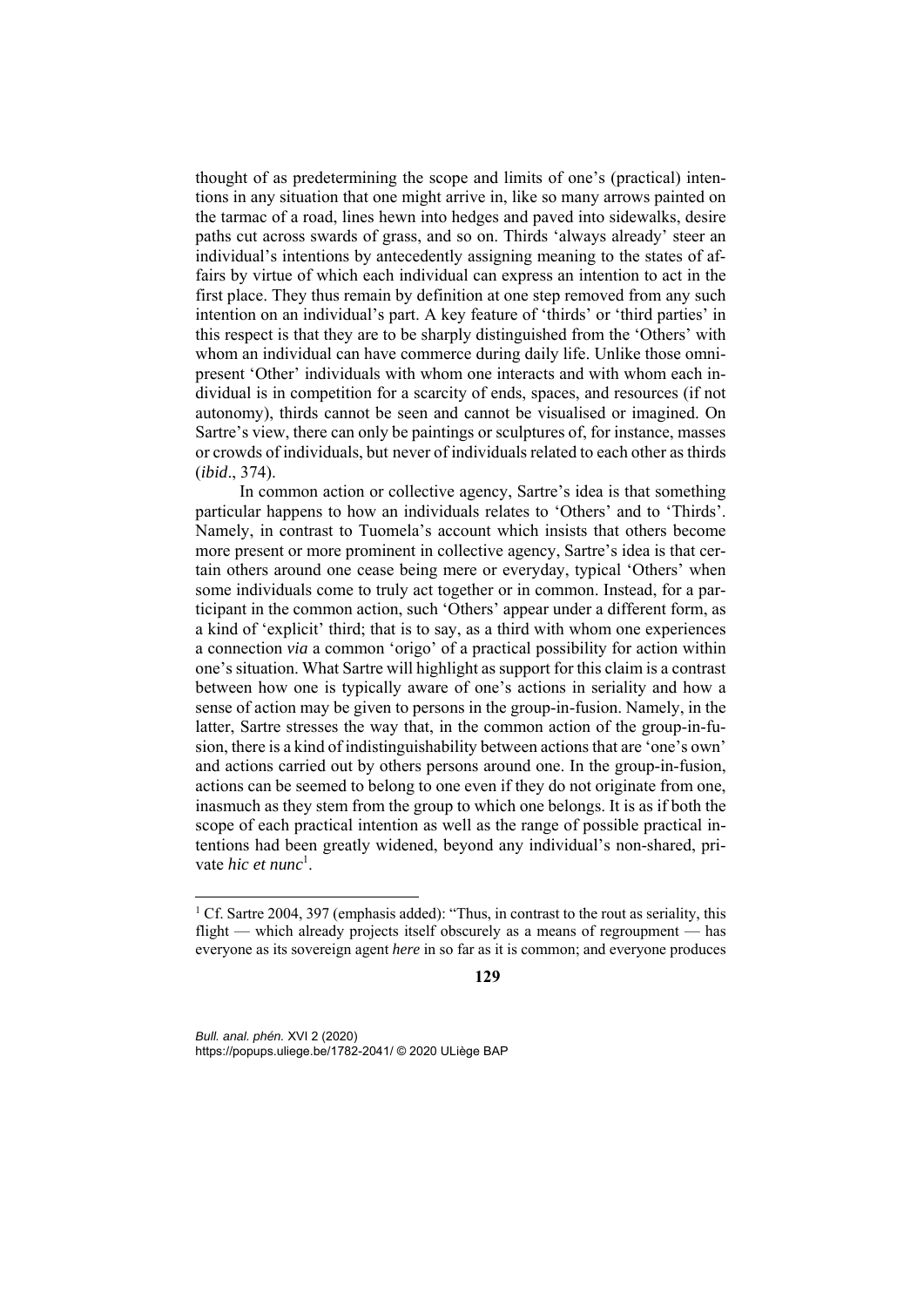thought of as predetermining the scope and limits of one's (practical) intentions in any situation that one might arrive in, like so many arrows painted on the tarmac of a road, lines hewn into hedges and paved into sidewalks, desire paths cut across swards of grass, and so on. Thirds 'always already' steer an individual's intentions by antecedently assigning meaning to the states of affairs by virtue of which each individual can express an intention to act in the first place. They thus remain by definition at one step removed from any such intention on an individual's part. A key feature of 'thirds' or 'third parties' in this respect is that they are to be sharply distinguished from the 'Others' with whom an individual can have commerce during daily life. Unlike those omnipresent 'Other' individuals with whom one interacts and with whom each individual is in competition for a scarcity of ends, spaces, and resources (if not autonomy), thirds cannot be seen and cannot be visualised or imagined. On Sartre's view, there can only be paintings or sculptures of, for instance, masses or crowds of individuals, but never of individuals related to each other as thirds (*ibid*., 374).

In common action or collective agency, Sartre's idea is that something particular happens to how an individuals relates to 'Others' and to 'Thirds'. Namely, in contrast to Tuomela's account which insists that others become more present or more prominent in collective agency, Sartre's idea is that certain others around one cease being mere or everyday, typical 'Others' when some individuals come to truly act together or in common. Instead, for a participant in the common action, such 'Others' appear under a different form, as a kind of 'explicit' third; that is to say, as a third with whom one experiences a connection *via* a common 'origo' of a practical possibility for action within one's situation. What Sartre will highlight as support for this claim is a contrast between how one is typically aware of one's actions in seriality and how a sense of action may be given to persons in the group-in-fusion. Namely, in the latter, Sartre stresses the way that, in the common action of the group-in-fusion, there is a kind of indistinguishability between actions that are 'one's own' and actions carried out by others persons around one. In the group-in-fusion, actions can be seemed to belong to one even if they do not originate from one, inasmuch as they stem from the group to which one belongs. It is as if both the scope of each practical intention as well as the range of possible practical intentions had been greatly widened, beyond any individual's non-shared, private *hic et nunc*[1].

[1] Cf. Sartre 2004, 397 (emphasis added): "Thus, in contrast to the rout as seriality, this flight — which already projects itself obscurely as a means of regroupment — has everyone as its sovereign agent *here* in so far as it is common; and everyone produces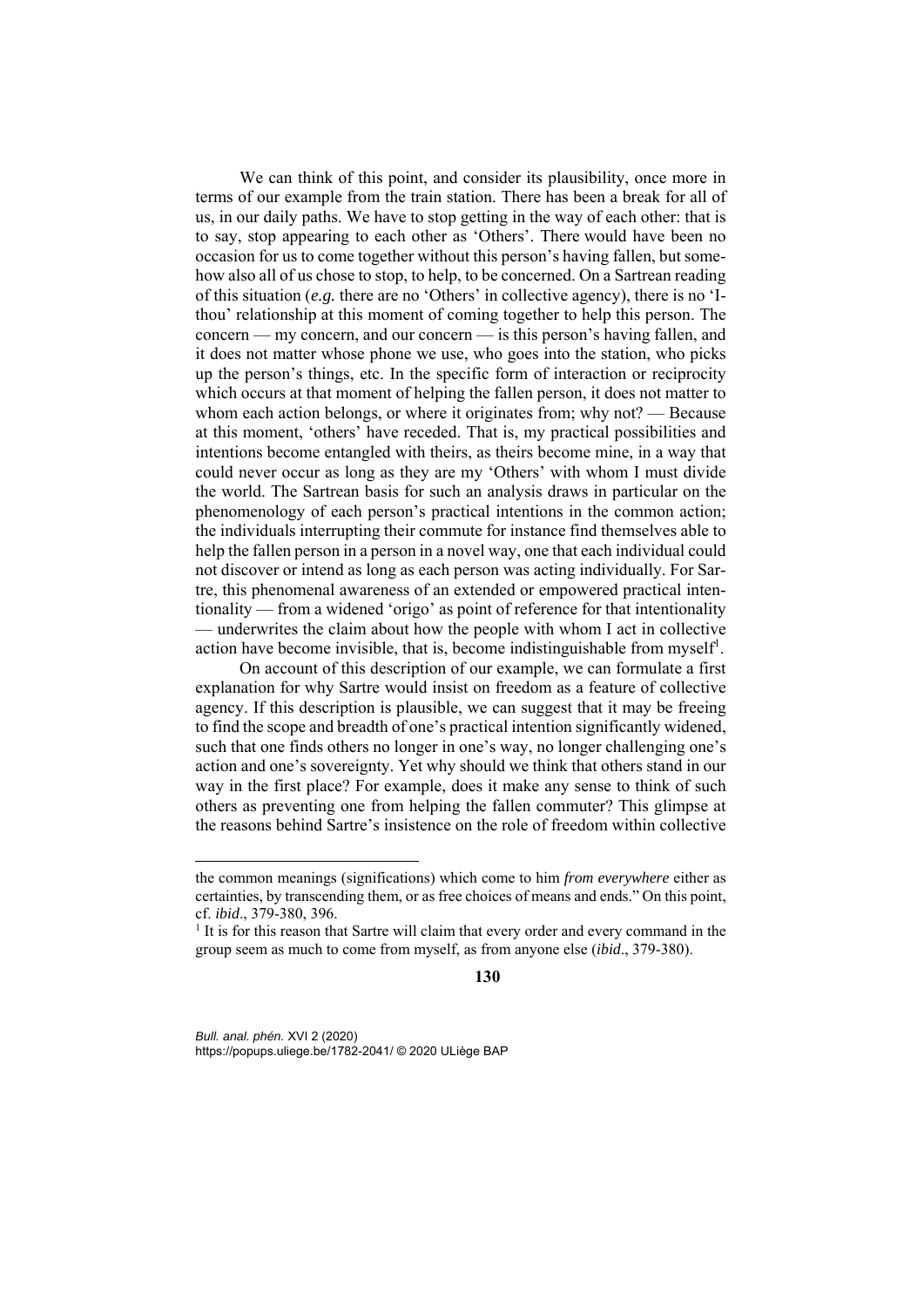We can think of this point, and consider its plausibility, once more in terms of our example from the train station. There has been a break for all of us, in our daily paths. We have to stop getting in the way of each other: that is to say, stop appearing to each other as 'Others'. There would have been no occasion for us to come together without this person's having fallen, but somehow also all of us chose to stop, to help, to be concerned. On a Sartrean reading of this situation (*e.g.* there are no 'Others' in collective agency), there is no 'I-thou' relationship at this moment of coming together to help this person. The concern — my concern, and our concern — is this person's having fallen, and it does not matter whose phone we use, who goes into the station, who picks up the person's things, etc. In the specific form of interaction or reciprocity which occurs at that moment of helping the fallen person, it does not matter to whom each action belongs, or where it originates from; why not? — Because at this moment, 'others' have receded. That is, my practical possibilities and intentions become entangled with theirs, as theirs become mine, in a way that could never occur as long as they are my 'Others' with whom I must divide the world. The Sartrean basis for such an analysis draws in particular on the phenomenology of each person's practical intentions in the common action; the individuals interrupting their commute for instance find themselves able to help the fallen person in a person in a novel way, one that each individual could not discover or intend as long as each person was acting individually. For Sartre, this phenomenal awareness of an extended or empowered practical intentionality — from a widened 'origo' as point of reference for that intentionality — underwrites the claim about how the people with whom I act in collective action have become invisible, that is, become indistinguishable from myself[1].

On account of this description of our example, we can formulate a first explanation for why Sartre would insist on freedom as a feature of collective agency. If this description is plausible, we can suggest that it may be freeing to find the scope and breadth of one's practical intention significantly widened, such that one finds others no longer in one's way, no longer challenging one's action and one's sovereignty. Yet why should we think that others stand in our way in the first place? For example, does it make any sense to think of such others as preventing one from helping the fallen commuter? This glimpse at the reasons behind Sartre's insistence on the role of freedom within collective

---

the common meanings (significations) which come to him *from everywhere* either as certainties, by transcending them, or as free choices of means and ends." On this point, cf. *ibid*., 379-380, 396.

[1] It is for this reason that Sartre will claim that every order and every command in the group seem as much to come from myself, as from anyone else (*ibid*., 379-380).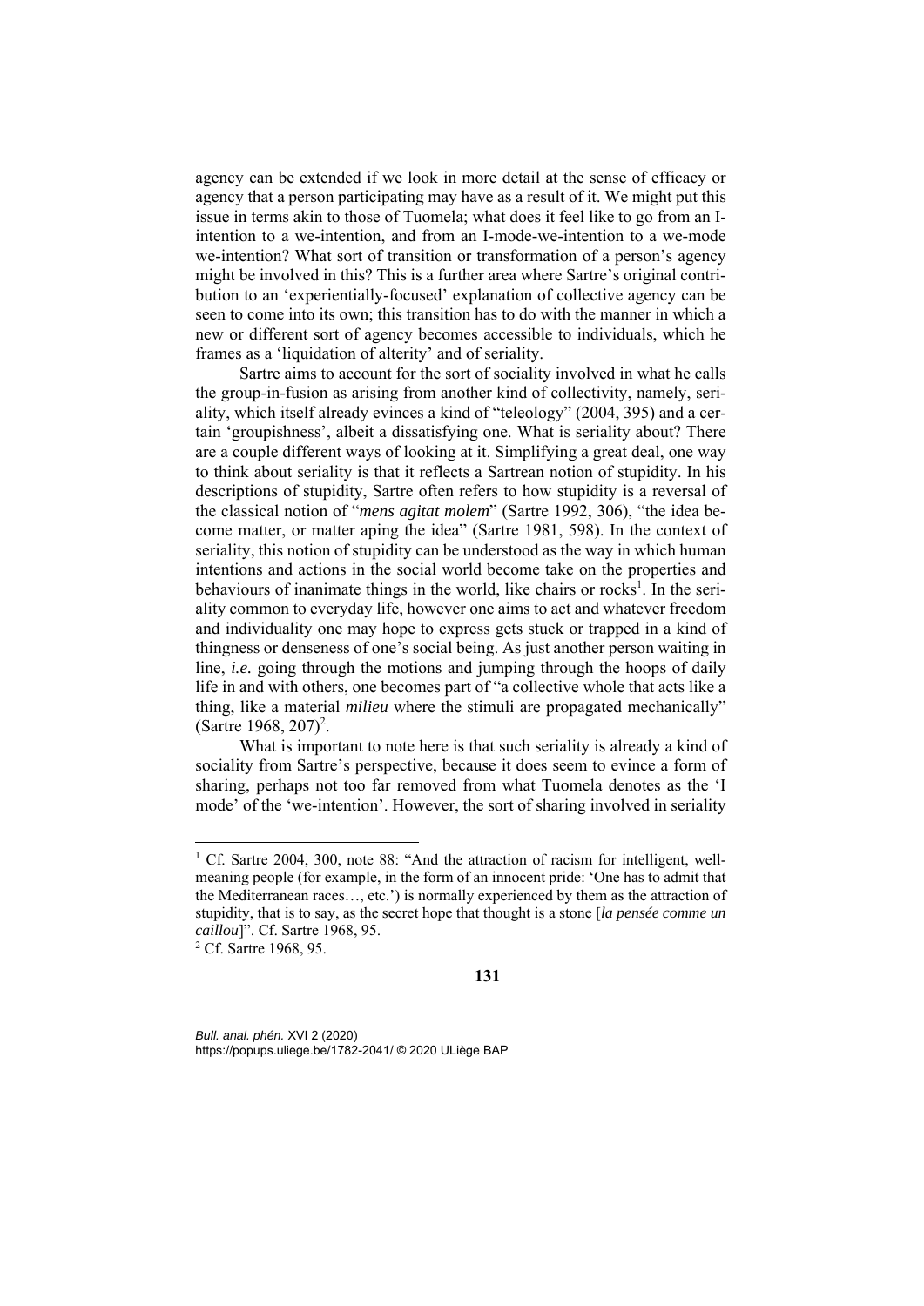agency can be extended if we look in more detail at the sense of efficacy or agency that a person participating may have as a result of it. We might put this issue in terms akin to those of Tuomela; what does it feel like to go from an I-intention to a we-intention, and from an I-mode-we-intention to a we-mode we-intention? What sort of transition or transformation of a person's agency might be involved in this? This is a further area where Sartre's original contribution to an 'experientially-focused' explanation of collective agency can be seen to come into its own; this transition has to do with the manner in which a new or different sort of agency becomes accessible to individuals, which he frames as a 'liquidation of alterity' and of seriality.

Sartre aims to account for the sort of sociality involved in what he calls the group-in-fusion as arising from another kind of collectivity, namely, seriality, which itself already evinces a kind of "teleology" (2004, 395) and a certain 'groupishness', albeit a dissatisfying one. What is seriality about? There are a couple different ways of looking at it. Simplifying a great deal, one way to think about seriality is that it reflects a Sartrean notion of stupidity. In his descriptions of stupidity, Sartre often refers to how stupidity is a reversal of the classical notion of "*mens agitat molem*" (Sartre 1992, 306), "the idea become matter, or matter aping the idea" (Sartre 1981, 598). In the context of seriality, this notion of stupidity can be understood as the way in which human intentions and actions in the social world become take on the properties and behaviours of inanimate things in the world, like chairs or rocks[1]. In the seriality common to everyday life, however one aims to act and whatever freedom and individuality one may hope to express gets stuck or trapped in a kind of thingness or denseness of one's social being. As just another person waiting in line, *i.e.* going through the motions and jumping through the hoops of daily life in and with others, one becomes part of "a collective whole that acts like a thing, like a material *milieu* where the stimuli are propagated mechanically" (Sartre 1968, 207)[2].

What is important to note here is that such seriality is already a kind of sociality from Sartre's perspective, because it does seem to evince a form of sharing, perhaps not too far removed from what Tuomela denotes as the 'I mode' of the 'we-intention'. However, the sort of sharing involved in seriality

---

[1] Cf. Sartre 2004, 300, note 88: "And the attraction of racism for intelligent, well-meaning people (for example, in the form of an innocent pride: 'One has to admit that the Mediterranean races…, etc.') is normally experienced by them as the attraction of stupidity, that is to say, as the secret hope that thought is a stone [*la pensée comme un caillou*]". Cf. Sartre 1968, 95.

[2] Cf. Sartre 1968, 95.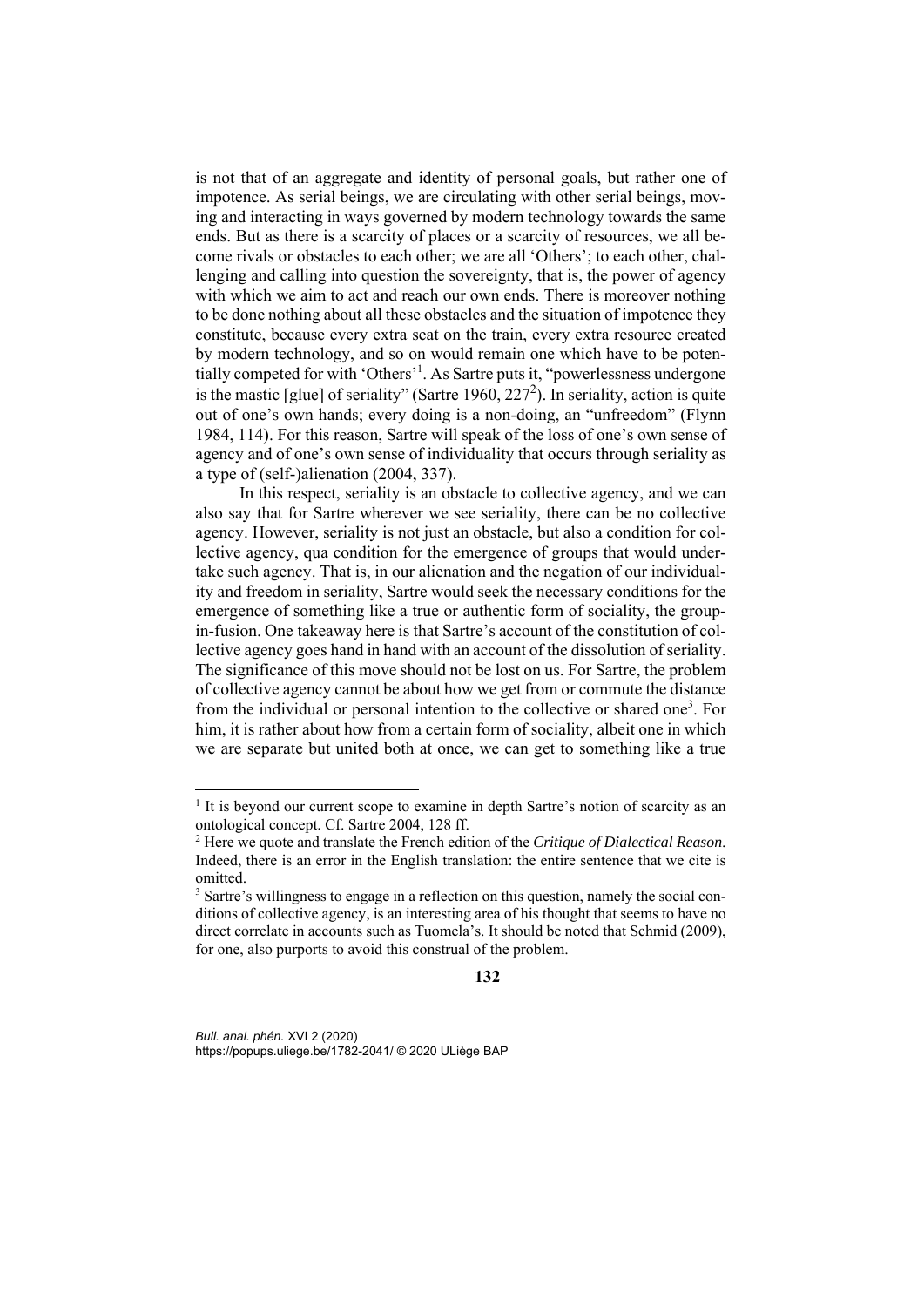is not that of an aggregate and identity of personal goals, but rather one of impotence. As serial beings, we are circulating with other serial beings, moving and interacting in ways governed by modern technology towards the same ends. But as there is a scarcity of places or a scarcity of resources, we all become rivals or obstacles to each other; we are all 'Others'; to each other, challenging and calling into question the sovereignty, that is, the power of agency with which we aim to act and reach our own ends. There is moreover nothing to be done nothing about all these obstacles and the situation of impotence they constitute, because every extra seat on the train, every extra resource created by modern technology, and so on would remain one which have to be potentially competed for with 'Others'[1]. As Sartre puts it, "powerlessness undergone is the mastic [glue] of seriality" (Sartre 1960, 227[2]). In seriality, action is quite out of one's own hands; every doing is a non-doing, an "unfreedom" (Flynn 1984, 114). For this reason, Sartre will speak of the loss of one's own sense of agency and of one's own sense of individuality that occurs through seriality as a type of (self-)alienation (2004, 337).

In this respect, seriality is an obstacle to collective agency, and we can also say that for Sartre wherever we see seriality, there can be no collective agency. However, seriality is not just an obstacle, but also a condition for collective agency, qua condition for the emergence of groups that would undertake such agency. That is, in our alienation and the negation of our individuality and freedom in seriality, Sartre would seek the necessary conditions for the emergence of something like a true or authentic form of sociality, the group-in-fusion. One takeaway here is that Sartre's account of the constitution of collective agency goes hand in hand with an account of the dissolution of seriality. The significance of this move should not be lost on us. For Sartre, the problem of collective agency cannot be about how we get from or commute the distance from the individual or personal intention to the collective or shared one[3]. For him, it is rather about how from a certain form of sociality, albeit one in which we are separate but united both at once, we can get to something like a true

---

[1] It is beyond our current scope to examine in depth Sartre's notion of scarcity as an ontological concept. Cf. Sartre 2004, 128 ff.

[2] Here we quote and translate the French edition of the *Critique of Dialectical Reason*. Indeed, there is an error in the English translation: the entire sentence that we cite is omitted.

[3] Sartre's willingness to engage in a reflection on this question, namely the social conditions of collective agency, is an interesting area of his thought that seems to have no direct correlate in accounts such as Tuomela's. It should be noted that Schmid (2009), for one, also purports to avoid this construal of the problem.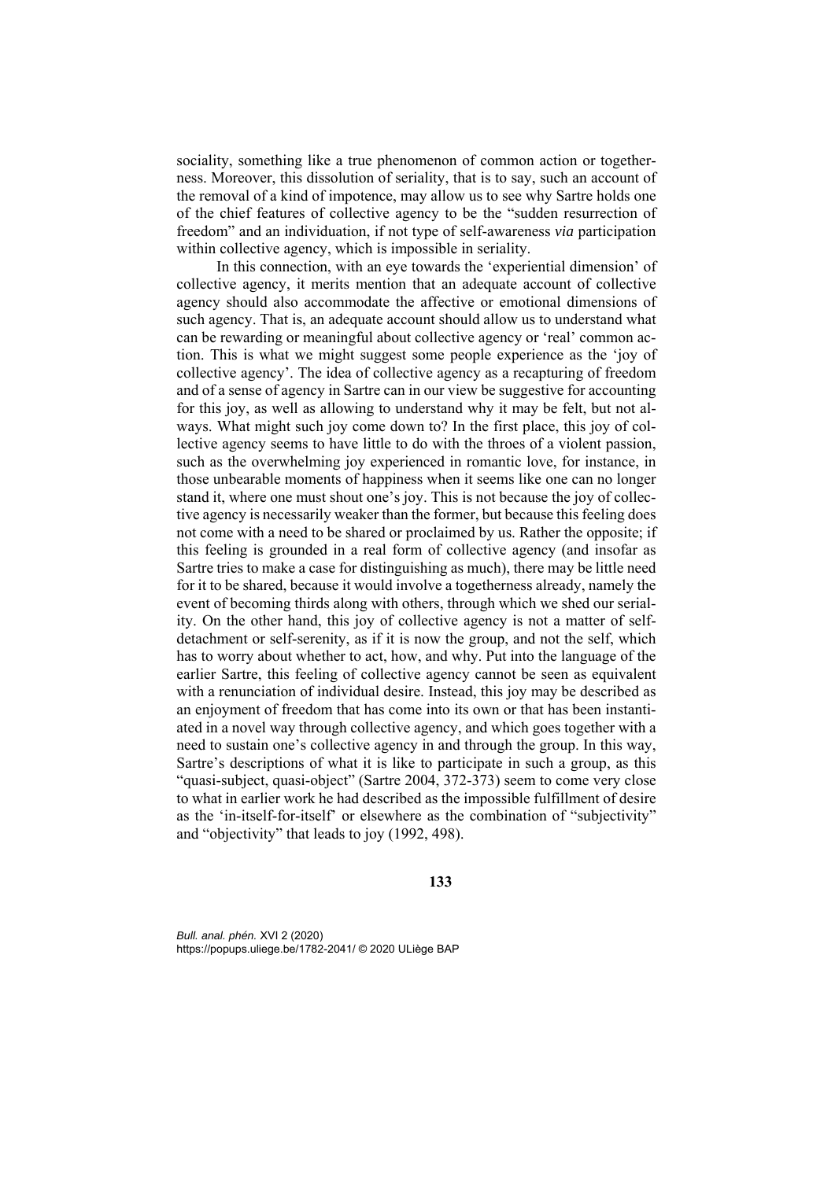sociality, something like a true phenomenon of common action or togetherness. Moreover, this dissolution of seriality, that is to say, such an account of the removal of a kind of impotence, may allow us to see why Sartre holds one of the chief features of collective agency to be the "sudden resurrection of freedom" and an individuation, if not type of self-awareness *via* participation within collective agency, which is impossible in seriality.

In this connection, with an eye towards the 'experiential dimension' of collective agency, it merits mention that an adequate account of collective agency should also accommodate the affective or emotional dimensions of such agency. That is, an adequate account should allow us to understand what can be rewarding or meaningful about collective agency or 'real' common action. This is what we might suggest some people experience as the 'joy of collective agency'. The idea of collective agency as a recapturing of freedom and of a sense of agency in Sartre can in our view be suggestive for accounting for this joy, as well as allowing to understand why it may be felt, but not always. What might such joy come down to? In the first place, this joy of collective agency seems to have little to do with the throes of a violent passion, such as the overwhelming joy experienced in romantic love, for instance, in those unbearable moments of happiness when it seems like one can no longer stand it, where one must shout one's joy. This is not because the joy of collective agency is necessarily weaker than the former, but because this feeling does not come with a need to be shared or proclaimed by us. Rather the opposite; if this feeling is grounded in a real form of collective agency (and insofar as Sartre tries to make a case for distinguishing as much), there may be little need for it to be shared, because it would involve a togetherness already, namely the event of becoming thirds along with others, through which we shed our seriality. On the other hand, this joy of collective agency is not a matter of self-detachment or self-serenity, as if it is now the group, and not the self, which has to worry about whether to act, how, and why. Put into the language of the earlier Sartre, this feeling of collective agency cannot be seen as equivalent with a renunciation of individual desire. Instead, this joy may be described as an enjoyment of freedom that has come into its own or that has been instantiated in a novel way through collective agency, and which goes together with a need to sustain one's collective agency in and through the group. In this way, Sartre's descriptions of what it is like to participate in such a group, as this "quasi-subject, quasi-object" (Sartre 2004, 372-373) seem to come very close to what in earlier work he had described as the impossible fulfillment of desire as the 'in-itself-for-itself' or elsewhere as the combination of "subjectivity" and "objectivity" that leads to joy (1992, 498).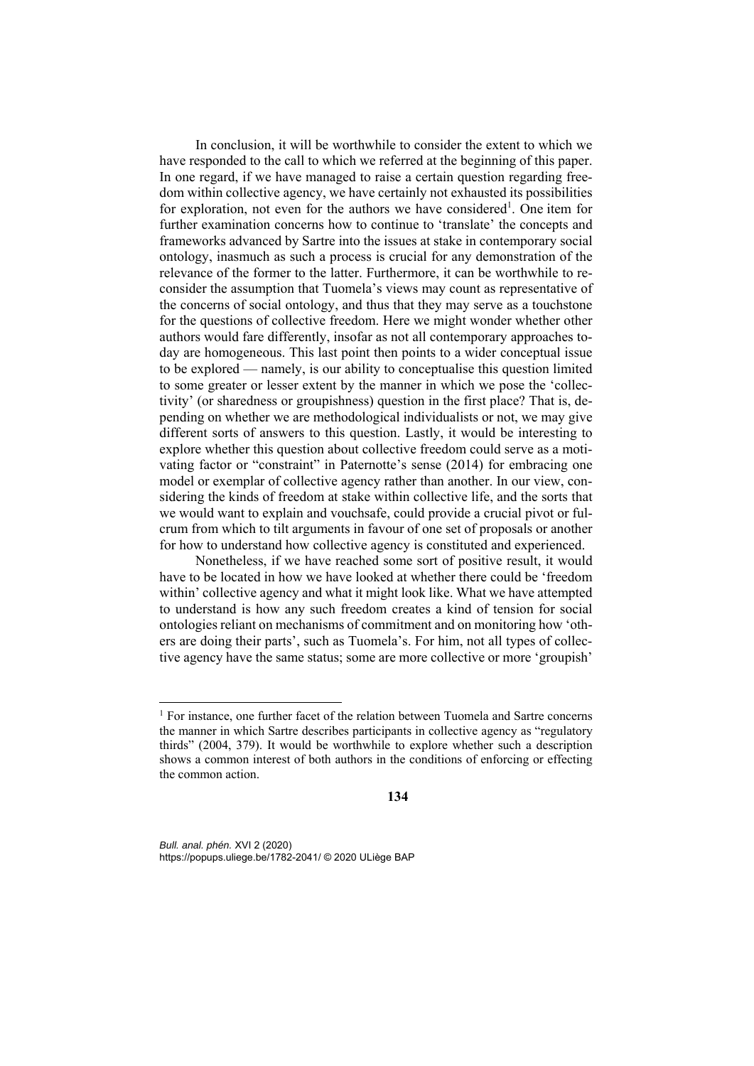In conclusion, it will be worthwhile to consider the extent to which we have responded to the call to which we referred at the beginning of this paper. In one regard, if we have managed to raise a certain question regarding freedom within collective agency, we have certainly not exhausted its possibilities for exploration, not even for the authors we have considered[1]. One item for further examination concerns how to continue to 'translate' the concepts and frameworks advanced by Sartre into the issues at stake in contemporary social ontology, inasmuch as such a process is crucial for any demonstration of the relevance of the former to the latter. Furthermore, it can be worthwhile to reconsider the assumption that Tuomela's views may count as representative of the concerns of social ontology, and thus that they may serve as a touchstone for the questions of collective freedom. Here we might wonder whether other authors would fare differently, insofar as not all contemporary approaches today are homogeneous. This last point then points to a wider conceptual issue to be explored — namely, is our ability to conceptualise this question limited to some greater or lesser extent by the manner in which we pose the 'collectivity' (or sharedness or groupishness) question in the first place? That is, depending on whether we are methodological individualists or not, we may give different sorts of answers to this question. Lastly, it would be interesting to explore whether this question about collective freedom could serve as a motivating factor or "constraint" in Paternotte's sense (2014) for embracing one model or exemplar of collective agency rather than another. In our view, considering the kinds of freedom at stake within collective life, and the sorts that we would want to explain and vouchsafe, could provide a crucial pivot or fulcrum from which to tilt arguments in favour of one set of proposals or another for how to understand how collective agency is constituted and experienced.

Nonetheless, if we have reached some sort of positive result, it would have to be located in how we have looked at whether there could be 'freedom within' collective agency and what it might look like. What we have attempted to understand is how any such freedom creates a kind of tension for social ontologies reliant on mechanisms of commitment and on monitoring how 'others are doing their parts', such as Tuomela's. For him, not all types of collective agency have the same status; some are more collective or more 'groupish'

[1] For instance, one further facet of the relation between Tuomela and Sartre concerns the manner in which Sartre describes participants in collective agency as "regulatory thirds" (2004, 379). It would be worthwhile to explore whether such a description shows a common interest of both authors in the conditions of enforcing or effecting the common action.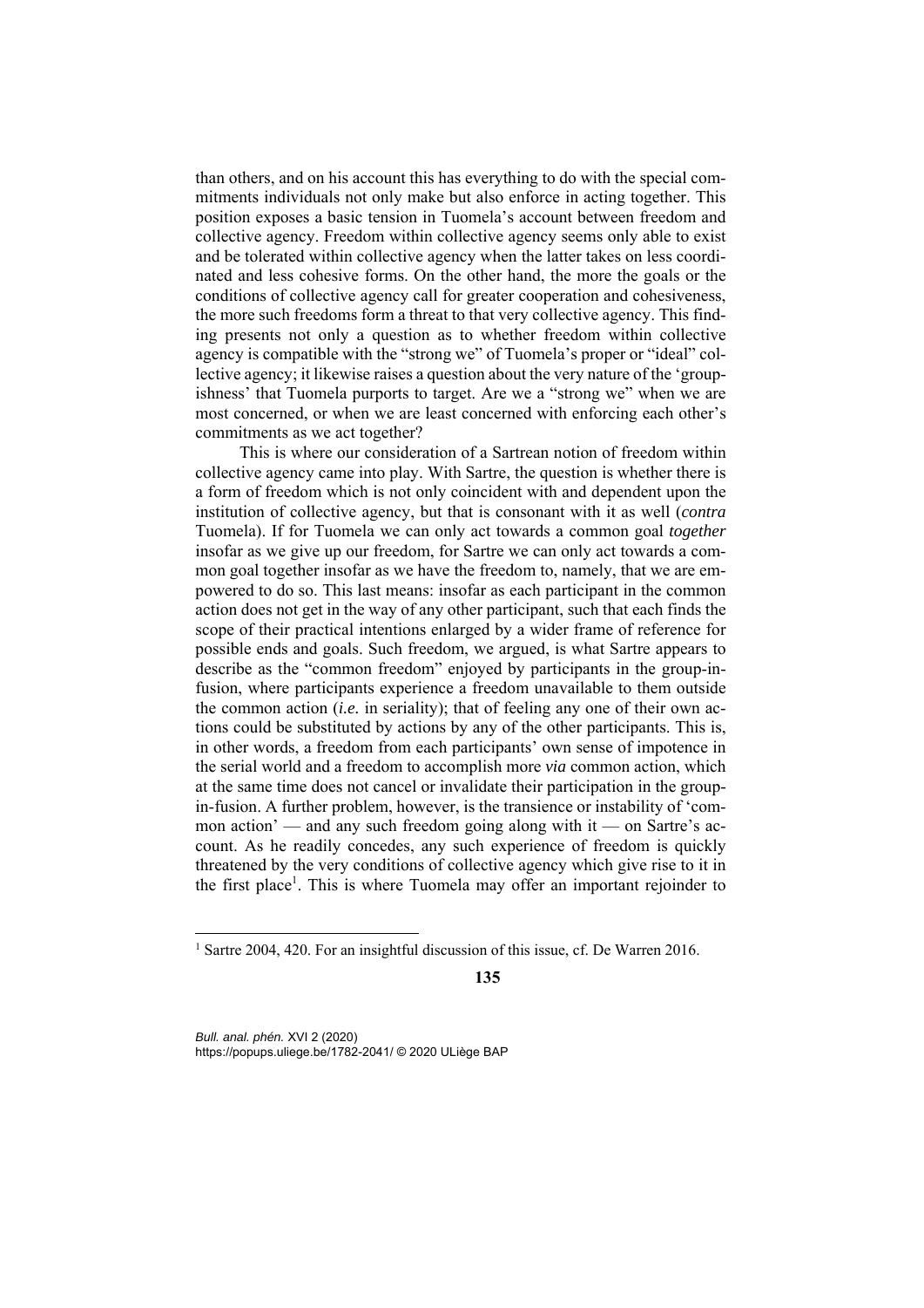than others, and on his account this has everything to do with the special commitments individuals not only make but also enforce in acting together. This position exposes a basic tension in Tuomela's account between freedom and collective agency. Freedom within collective agency seems only able to exist and be tolerated within collective agency when the latter takes on less coordinated and less cohesive forms. On the other hand, the more the goals or the conditions of collective agency call for greater cooperation and cohesiveness, the more such freedoms form a threat to that very collective agency. This finding presents not only a question as to whether freedom within collective agency is compatible with the "strong we" of Tuomela's proper or "ideal" collective agency; it likewise raises a question about the very nature of the 'groupishness' that Tuomela purports to target. Are we a "strong we" when we are most concerned, or when we are least concerned with enforcing each other's commitments as we act together?

This is where our consideration of a Sartrean notion of freedom within collective agency came into play. With Sartre, the question is whether there is a form of freedom which is not only coincident with and dependent upon the institution of collective agency, but that is consonant with it as well (*contra* Tuomela). If for Tuomela we can only act towards a common goal *together* insofar as we give up our freedom, for Sartre we can only act towards a common goal together insofar as we have the freedom to, namely, that we are empowered to do so. This last means: insofar as each participant in the common action does not get in the way of any other participant, such that each finds the scope of their practical intentions enlarged by a wider frame of reference for possible ends and goals. Such freedom, we argued, is what Sartre appears to describe as the "common freedom" enjoyed by participants in the group-in-fusion, where participants experience a freedom unavailable to them outside the common action (*i.e.* in seriality); that of feeling any one of their own actions could be substituted by actions by any of the other participants. This is, in other words, a freedom from each participants' own sense of impotence in the serial world and a freedom to accomplish more *via* common action, which at the same time does not cancel or invalidate their participation in the group-in-fusion. A further problem, however, is the transience or instability of 'common action' — and any such freedom going along with it — on Sartre's account. As he readily concedes, any such experience of freedom is quickly threatened by the very conditions of collective agency which give rise to it in the first place[1]. This is where Tuomela may offer an important rejoinder to

[1] Sartre 2004, 420. For an insightful discussion of this issue, cf. De Warren 2016.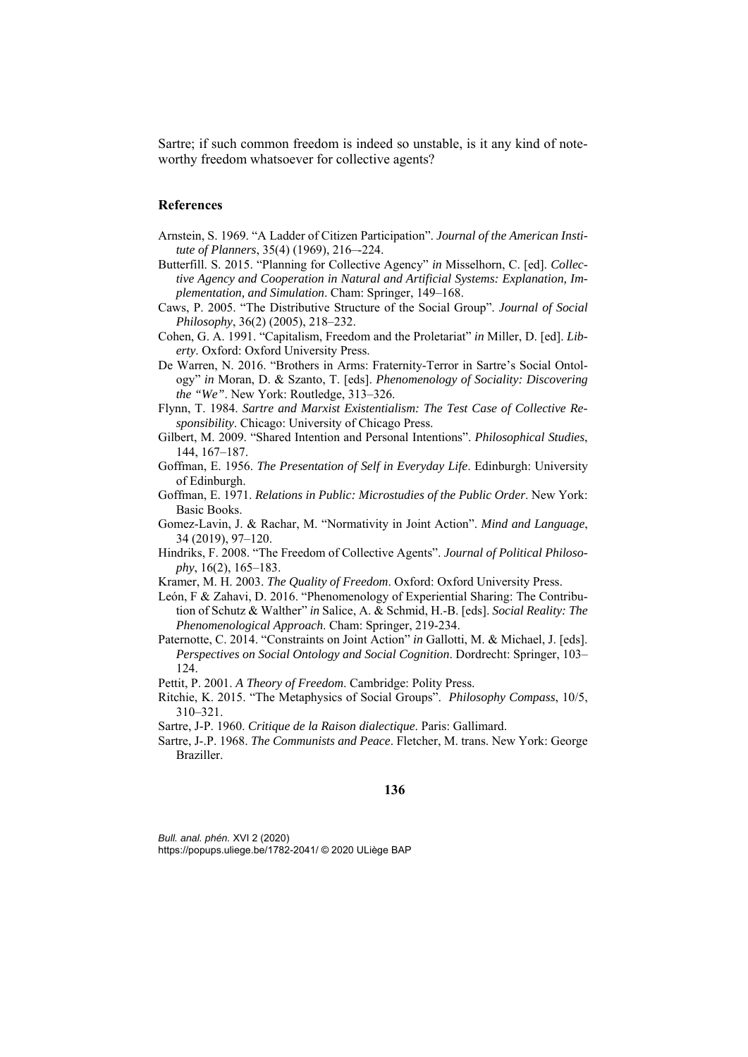Sartre; if such common freedom is indeed so unstable, is it any kind of noteworthy freedom whatsoever for collective agents?

## References

Arnstein, S. 1969. "A Ladder of Citizen Participation". *Journal of the American Institute of Planners*, 35(4) (1969), 216–-224.

Butterfill. S. 2015. "Planning for Collective Agency" *in* Misselhorn, C. [ed]. *Collective Agency and Cooperation in Natural and Artificial Systems: Explanation, Implementation, and Simulation*. Cham: Springer, 149–168.

Caws, P. 2005. "The Distributive Structure of the Social Group". *Journal of Social Philosophy*, 36(2) (2005), 218–232.

Cohen, G. A. 1991. "Capitalism, Freedom and the Proletariat" *in* Miller, D. [ed]. *Liberty*. Oxford: Oxford University Press.

De Warren, N. 2016. "Brothers in Arms: Fraternity-Terror in Sartre's Social Ontology" *in* Moran, D. & Szanto, T. [eds]. *Phenomenology of Sociality: Discovering the "We"*. New York: Routledge, 313–326.

Flynn, T. 1984. *Sartre and Marxist Existentialism: The Test Case of Collective Responsibility*. Chicago: University of Chicago Press.

Gilbert, M. 2009. "Shared Intention and Personal Intentions". *Philosophical Studies*, 144, 167–187.

Goffman, E. 1956. *The Presentation of Self in Everyday Life*. Edinburgh: University of Edinburgh.

Goffman, E. 1971. *Relations in Public: Microstudies of the Public Order*. New York: Basic Books.

Gomez-Lavin, J. & Rachar, M. "Normativity in Joint Action". *Mind and Language*, 34 (2019), 97–120.

Hindriks, F. 2008. "The Freedom of Collective Agents". *Journal of Political Philosophy*, 16(2), 165–183.

Kramer, M. H. 2003. *The Quality of Freedom*. Oxford: Oxford University Press.

León, F & Zahavi, D. 2016. "Phenomenology of Experiential Sharing: The Contribution of Schutz & Walther" *in* Salice, A. & Schmid, H.-B. [eds]. *Social Reality: The Phenomenological Approach*. Cham: Springer, 219-234.

Paternotte, C. 2014. "Constraints on Joint Action" *in* Gallotti, M. & Michael, J. [eds]. *Perspectives on Social Ontology and Social Cognition*. Dordrecht: Springer, 103–124.

Pettit, P. 2001. *A Theory of Freedom*. Cambridge: Polity Press.

Ritchie, K. 2015. "The Metaphysics of Social Groups". *Philosophy Compass*, 10/5, 310–321.

Sartre, J-P. 1960. *Critique de la Raison dialectique*. Paris: Gallimard.

Sartre, J-.P. 1968. *The Communists and Peace*. Fletcher, M. trans. New York: George Braziller.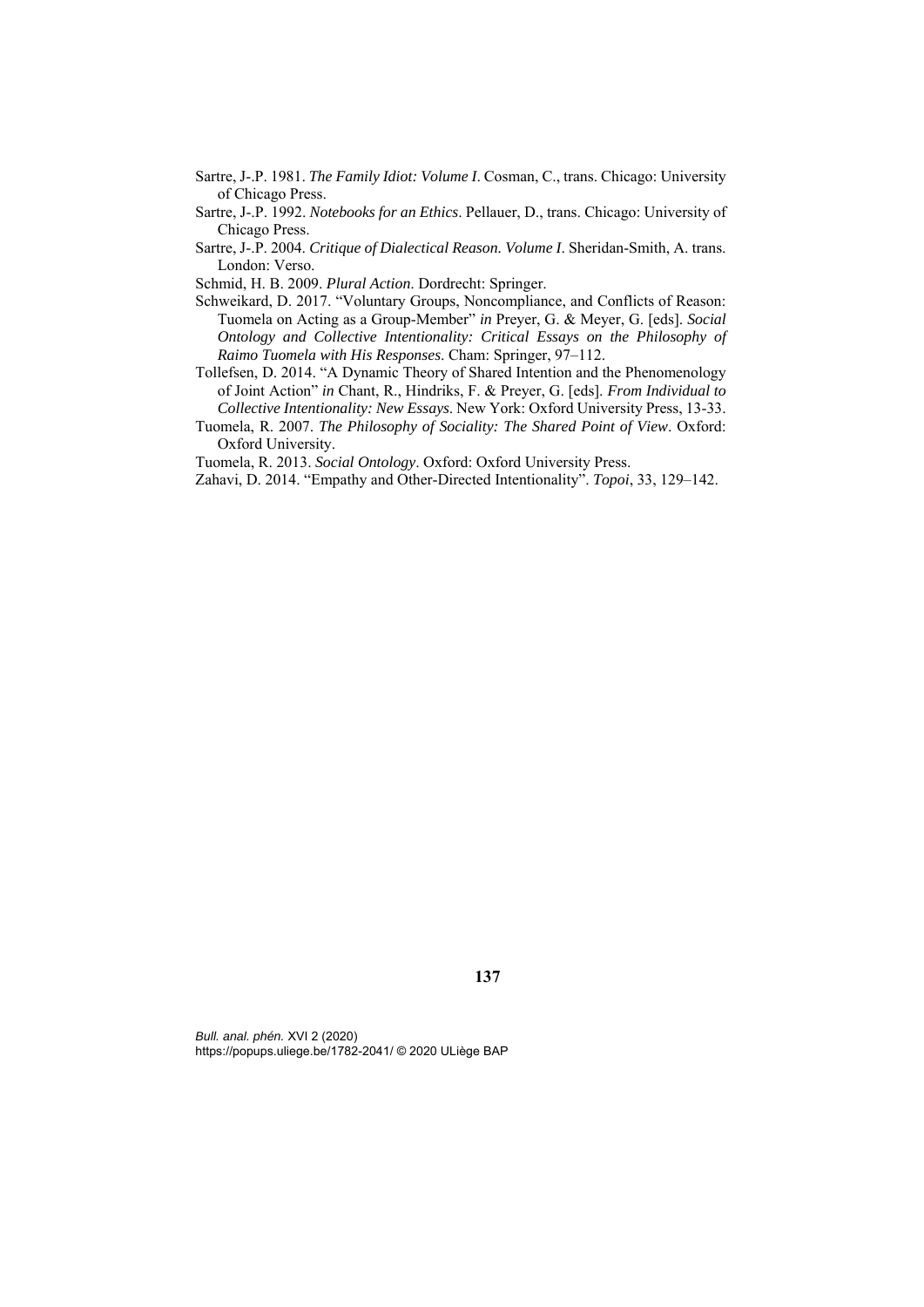Sartre, J-.P. 1981. *The Family Idiot: Volume I*. Cosman, C., trans. Chicago: University of Chicago Press.

Sartre, J-.P. 1992. *Notebooks for an Ethics*. Pellauer, D., trans. Chicago: University of Chicago Press.

Sartre, J-.P. 2004. *Critique of Dialectical Reason. Volume I*. Sheridan-Smith, A. trans. London: Verso.

Schmid, H. B. 2009. *Plural Action*. Dordrecht: Springer.

Schweikard, D. 2017. "Voluntary Groups, Noncompliance, and Conflicts of Reason: Tuomela on Acting as a Group-Member" *in* Preyer, G. & Meyer, G. [eds]. *Social Ontology and Collective Intentionality: Critical Essays on the Philosophy of Raimo Tuomela with His Responses*. Cham: Springer, 97–112.

Tollefsen, D. 2014. "A Dynamic Theory of Shared Intention and the Phenomenology of Joint Action" *in* Chant, R., Hindriks, F. & Preyer, G. [eds]. *From Individual to Collective Intentionality: New Essays*. New York: Oxford University Press, 13-33.

Tuomela, R. 2007. *The Philosophy of Sociality: The Shared Point of View*. Oxford: Oxford University.

Tuomela, R. 2013. *Social Ontology*. Oxford: Oxford University Press.

Zahavi, D. 2014. "Empathy and Other-Directed Intentionality". *Topoi*, 33, 129–142.